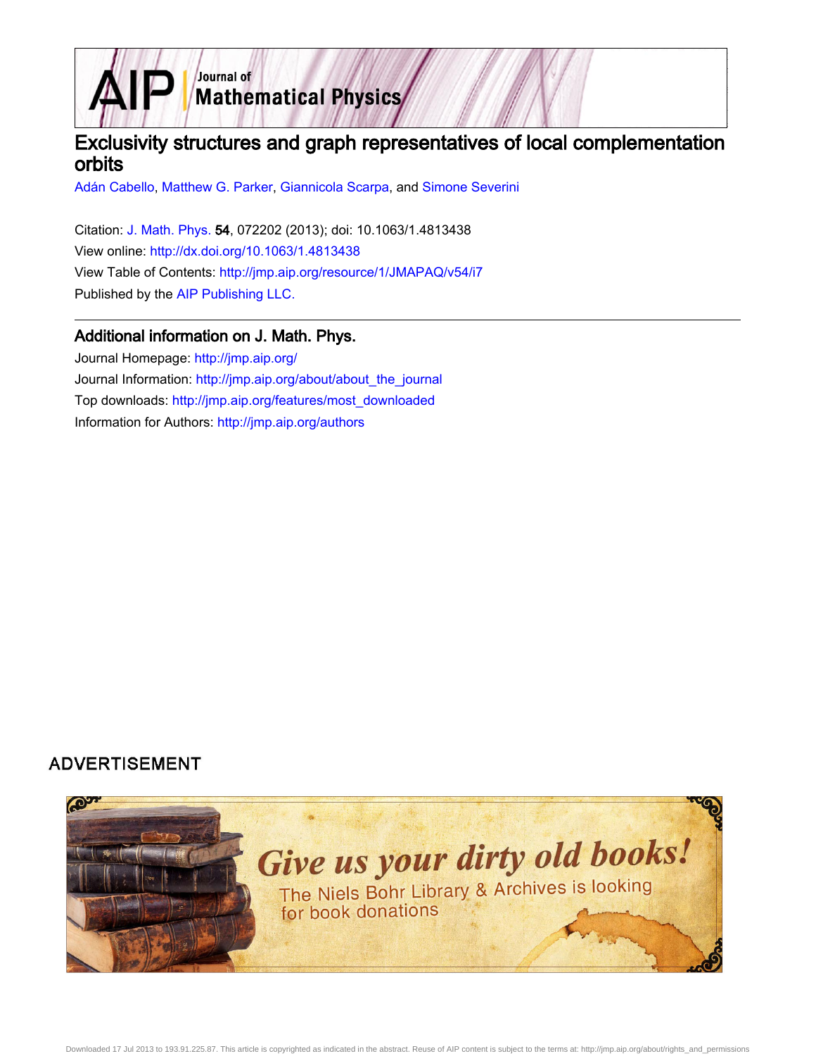# Exclusivity structures and graph representatives of local complementation orbits

Adán Cabello, Matthew G. Parker, Giannicola Scarpa, and Simone Severini

Citation: J. Math. Phys. **54**, 072202 (2013); doi: 10.1063/1.4813438

View online: http://dx.doi.org/10.1063/1.4813438

View Table of Contents: http://jmp.aip.org/resource/1/JMAPAQ/v54/i7

Published by the AIP Publishing LLC.

## Additional information on J. Math. Phys.

Journal Homepage: http://jmp.aip.org/

Journal Information: http://jmp.aip.org/about/about_the_journal

Top downloads: http://jmp.aip.org/features/most_downloaded

Information for Authors: http://jmp.aip.org/authors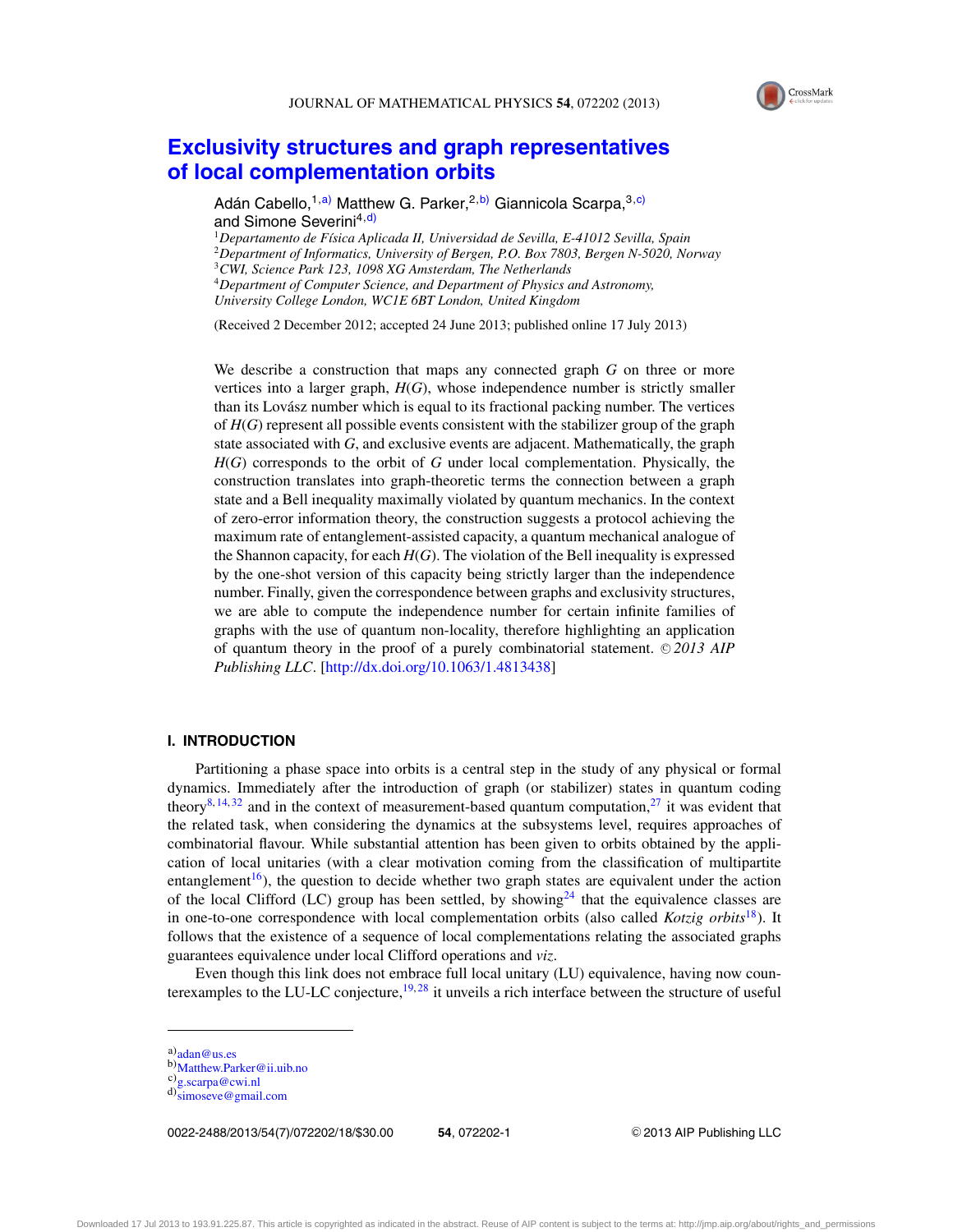# Exclusivity structures and graph representatives of local complementation orbits

Adán Cabello,[1,a)] Matthew G. Parker,[2,b)] Giannicola Scarpa,[3,c)] and Simone Severini[4,d)]

[1]*Departamento de Física Aplicada II, Universidad de Sevilla, E-41012 Sevilla, Spain*
[2]*Department of Informatics, University of Bergen, P.O. Box 7803, Bergen N-5020, Norway*
[3]*CWI, Science Park 123, 1098 XG Amsterdam, The Netherlands*
[4]*Department of Computer Science, and Department of Physics and Astronomy, University College London, WC1E 6BT London, United Kingdom*

(Received 2 December 2012; accepted 24 June 2013; published online 17 July 2013)

We describe a construction that maps any connected graph $G$ on three or more vertices into a larger graph, $H(G)$, whose independence number is strictly smaller than its Lovász number which is equal to its fractional packing number. The vertices of $H(G)$ represent all possible events consistent with the stabilizer group of the graph state associated with $G$, and exclusive events are adjacent. Mathematically, the graph $H(G)$ corresponds to the orbit of $G$ under local complementation. Physically, the construction translates into graph-theoretic terms the connection between a graph state and a Bell inequality maximally violated by quantum mechanics. In the context of zero-error information theory, the construction suggests a protocol achieving the maximum rate of entanglement-assisted capacity, a quantum mechanical analogue of the Shannon capacity, for each $H(G)$. The violation of the Bell inequality is expressed by the one-shot version of this capacity being strictly larger than the independence number. Finally, given the correspondence between graphs and exclusivity structures, we are able to compute the independence number for certain infinite families of graphs with the use of quantum non-locality, therefore highlighting an application of quantum theory in the proof of a purely combinatorial statement. © *2013 AIP Publishing LLC*. [http://dx.doi.org/10.1063/1.4813438]

## I. INTRODUCTION

Partitioning a phase space into orbits is a central step in the study of any physical or formal dynamics. Immediately after the introduction of graph (or stabilizer) states in quantum coding theory[8,14,32] and in the context of measurement-based quantum computation,[27] it was evident that the related task, when considering the dynamics at the subsystems level, requires approaches of combinatorial flavour. While substantial attention has been given to orbits obtained by the application of local unitaries (with a clear motivation coming from the classification of multipartite entanglement[16]), the question to decide whether two graph states are equivalent under the action of the local Clifford (LC) group has been settled, by showing[24] that the equivalence classes are in one-to-one correspondence with local complementation orbits (also called *Kotzig orbits*[18]). It follows that the existence of a sequence of local complementations relating the associated graphs guarantees equivalence under local Clifford operations and *viz*.

Even though this link does not embrace full local unitary (LU) equivalence, having now counterexamples to the LU-LC conjecture,[19,28] it unveils a rich interface between the structure of useful

---

a)adan@us.es
b)Matthew.Parker@ii.uib.no
c)g.scarpa@cwi.nl
d)simoseve@gmail.com

0022-2488/2013/54(7)/072202/18/$30.00 © 2013 AIP Publishing LLC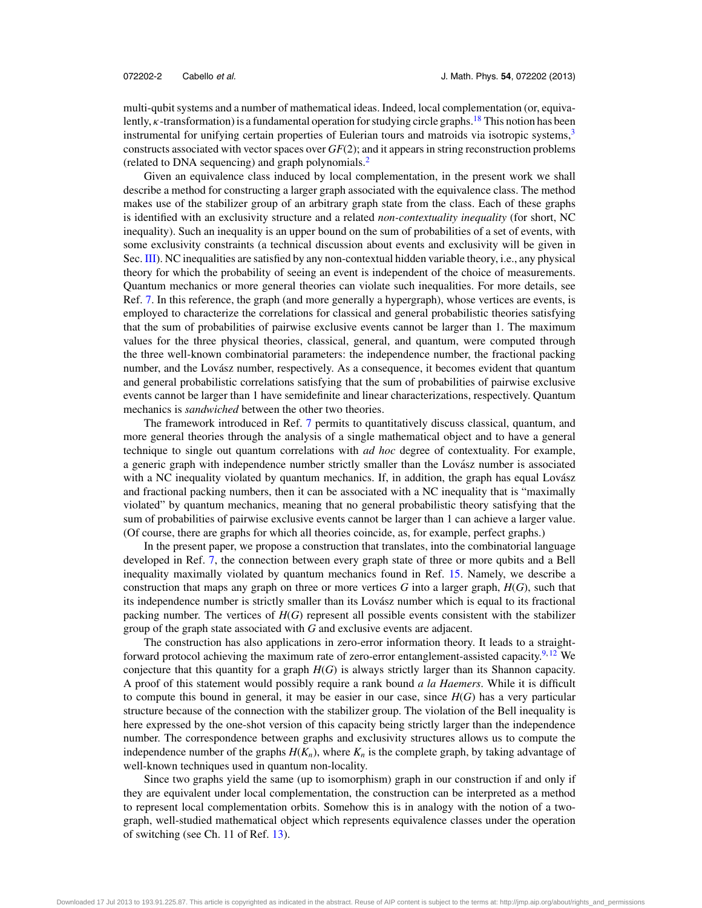multi-qubit systems and a number of mathematical ideas. Indeed, local complementation (or, equivalently, $\kappa$-transformation) is a fundamental operation for studying circle graphs.[18] This notion has been instrumental for unifying certain properties of Eulerian tours and matroids via isotropic systems,[3] constructs associated with vector spaces over $GF(2)$; and it appears in string reconstruction problems (related to DNA sequencing) and graph polynomials.[2]

Given an equivalence class induced by local complementation, in the present work we shall describe a method for constructing a larger graph associated with the equivalence class. The method makes use of the stabilizer group of an arbitrary graph state from the class. Each of these graphs is identified with an exclusivity structure and a related *non-contextuality inequality* (for short, NC inequality). Such an inequality is an upper bound on the sum of probabilities of a set of events, with some exclusivity constraints (a technical discussion about events and exclusivity will be given in Sec. III). NC inequalities are satisfied by any non-contextual hidden variable theory, i.e., any physical theory for which the probability of seeing an event is independent of the choice of measurements. Quantum mechanics or more general theories can violate such inequalities. For more details, see Ref. 7. In this reference, the graph (and more generally a hypergraph), whose vertices are events, is employed to characterize the correlations for classical and general probabilistic theories satisfying that the sum of probabilities of pairwise exclusive events cannot be larger than 1. The maximum values for the three physical theories, classical, general, and quantum, were computed through the three well-known combinatorial parameters: the independence number, the fractional packing number, and the Lovász number, respectively. As a consequence, it becomes evident that quantum and general probabilistic correlations satisfying that the sum of probabilities of pairwise exclusive events cannot be larger than 1 have semidefinite and linear characterizations, respectively. Quantum mechanics is *sandwiched* between the other two theories.

The framework introduced in Ref. 7 permits to quantitatively discuss classical, quantum, and more general theories through the analysis of a single mathematical object and to have a general technique to single out quantum correlations with *ad hoc* degree of contextuality. For example, a generic graph with independence number strictly smaller than the Lovász number is associated with a NC inequality violated by quantum mechanics. If, in addition, the graph has equal Lovász and fractional packing numbers, then it can be associated with a NC inequality that is "maximally violated" by quantum mechanics, meaning that no general probabilistic theory satisfying that the sum of probabilities of pairwise exclusive events cannot be larger than 1 can achieve a larger value. (Of course, there are graphs for which all theories coincide, as, for example, perfect graphs.)

In the present paper, we propose a construction that translates, into the combinatorial language developed in Ref. 7, the connection between every graph state of three or more qubits and a Bell inequality maximally violated by quantum mechanics found in Ref. 15. Namely, we describe a construction that maps any graph on three or more vertices $G$ into a larger graph, $H(G)$, such that its independence number is strictly smaller than its Lovász number which is equal to its fractional packing number. The vertices of $H(G)$ represent all possible events consistent with the stabilizer group of the graph state associated with $G$ and exclusive events are adjacent.

The construction has also applications in zero-error information theory. It leads to a straightforward protocol achieving the maximum rate of zero-error entanglement-assisted capacity.[9,12] We conjecture that this quantity for a graph $H(G)$ is always strictly larger than its Shannon capacity. A proof of this statement would possibly require a rank bound *a la Haemers*. While it is difficult to compute this bound in general, it may be easier in our case, since $H(G)$ has a very particular structure because of the connection with the stabilizer group. The violation of the Bell inequality is here expressed by the one-shot version of this capacity being strictly larger than the independence number. The correspondence between graphs and exclusivity structures allows us to compute the independence number of the graphs $H(K_n)$, where $K_n$ is the complete graph, by taking advantage of well-known techniques used in quantum non-locality.

Since two graphs yield the same (up to isomorphism) graph in our construction if and only if they are equivalent under local complementation, the construction can be interpreted as a method to represent local complementation orbits. Somehow this is in analogy with the notion of a two-graph, well-studied mathematical object which represents equivalence classes under the operation of switching (see Ch. 11 of Ref. 13).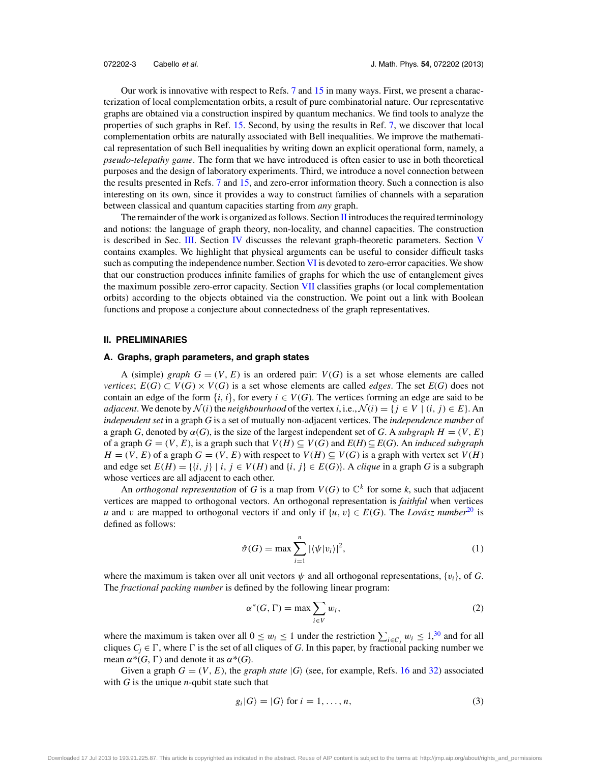Our work is innovative with respect to Refs. 7 and 15 in many ways. First, we present a characterization of local complementation orbits, a result of pure combinatorial nature. Our representative graphs are obtained via a construction inspired by quantum mechanics. We find tools to analyze the properties of such graphs in Ref. 15. Second, by using the results in Ref. 7, we discover that local complementation orbits are naturally associated with Bell inequalities. We improve the mathematical representation of such Bell inequalities by writing down an explicit operational form, namely, a *pseudo-telepathy game*. The form that we have introduced is often easier to use in both theoretical purposes and the design of laboratory experiments. Third, we introduce a novel connection between the results presented in Refs. 7 and 15, and zero-error information theory. Such a connection is also interesting on its own, since it provides a way to construct families of channels with a separation between classical and quantum capacities starting from *any* graph.

The remainder of the work is organized as follows. Section II introduces the required terminology and notions: the language of graph theory, non-locality, and channel capacities. The construction is described in Sec. III. Section IV discusses the relevant graph-theoretic parameters. Section V contains examples. We highlight that physical arguments can be useful to consider difficult tasks such as computing the independence number. Section VI is devoted to zero-error capacities. We show that our construction produces infinite families of graphs for which the use of entanglement gives the maximum possible zero-error capacity. Section VII classifies graphs (or local complementation orbits) according to the objects obtained via the construction. We point out a link with Boolean functions and propose a conjecture about connectedness of the graph representatives.

## II. PRELIMINARIES

### A. Graphs, graph parameters, and graph states

A (simple) *graph* $G = (V, E)$ is an ordered pair: $V(G)$ is a set whose elements are called *vertices*; $E(G) \subset V(G) \times V(G)$ is a set whose elements are called *edges*. The set $E(G)$ does not contain an edge of the form $\{i, i\}$, for every $i \in V(G)$. The vertices forming an edge are said to be *adjacent*. We denote by $\mathcal{N}(i)$ the *neighbourhood* of the vertex $i$, i.e., $\mathcal{N}(i) = \{j \in V \mid (i, j) \in E\}$. An *independent set* in a graph $G$ is a set of mutually non-adjacent vertices. The *independence number* of a graph $G$, denoted by $\alpha(G)$, is the size of the largest independent set of $G$. A *subgraph* $H = (V, E)$ of a graph $G = (V, E)$, is a graph such that $V(H) \subseteq V(G)$ and $E(H) \subseteq E(G)$. An *induced subgraph* $H = (V, E)$ of a graph $G = (V, E)$ with respect to $V(H) \subseteq V(G)$ is a graph with vertex set $V(H)$ and edge set $E(H) = \{\{i, j\} \mid i, j \in V(H) \text{ and } \{i, j\} \in E(G)\}$. A *clique* in a graph $G$ is a subgraph whose vertices are all adjacent to each other.

An *orthogonal representation* of $G$ is a map from $V(G)$ to $\mathbb{C}^k$ for some $k$, such that adjacent vertices are mapped to orthogonal vectors. An orthogonal representation is *faithful* when vertices $u$ and $v$ are mapped to orthogonal vectors if and only if $\{u, v\} \in E(G)$. The *Lovász number*[20] is defined as follows:

$$\vartheta(G) = \max \sum_{i=1}^{n} |\langle \psi | v_i \rangle|^2, \tag{1}$$

where the maximum is taken over all unit vectors $\psi$ and all orthogonal representations, $\{v_i\}$, of $G$. The *fractional packing number* is defined by the following linear program:

$$\alpha^*(G, \Gamma) = \max \sum_{i \in V} w_i, \tag{2}$$

where the maximum is taken over all $0 \leq w_i \leq 1$ under the restriction $\sum_{i \in C_j} w_i \leq 1$,[30] and for all cliques $C_j \in \Gamma$, where $\Gamma$ is the set of all cliques of $G$. In this paper, by fractional packing number we mean $\alpha^*(G, \Gamma)$ and denote it as $\alpha^*(G)$.

Given a graph $G = (V, E)$, the *graph state* $|G\rangle$ (see, for example, Refs. 16 and 32) associated with $G$ is the unique $n$-qubit state such that

$$g_i |G\rangle = |G\rangle \text{ for } i = 1, \ldots, n, \tag{3}$$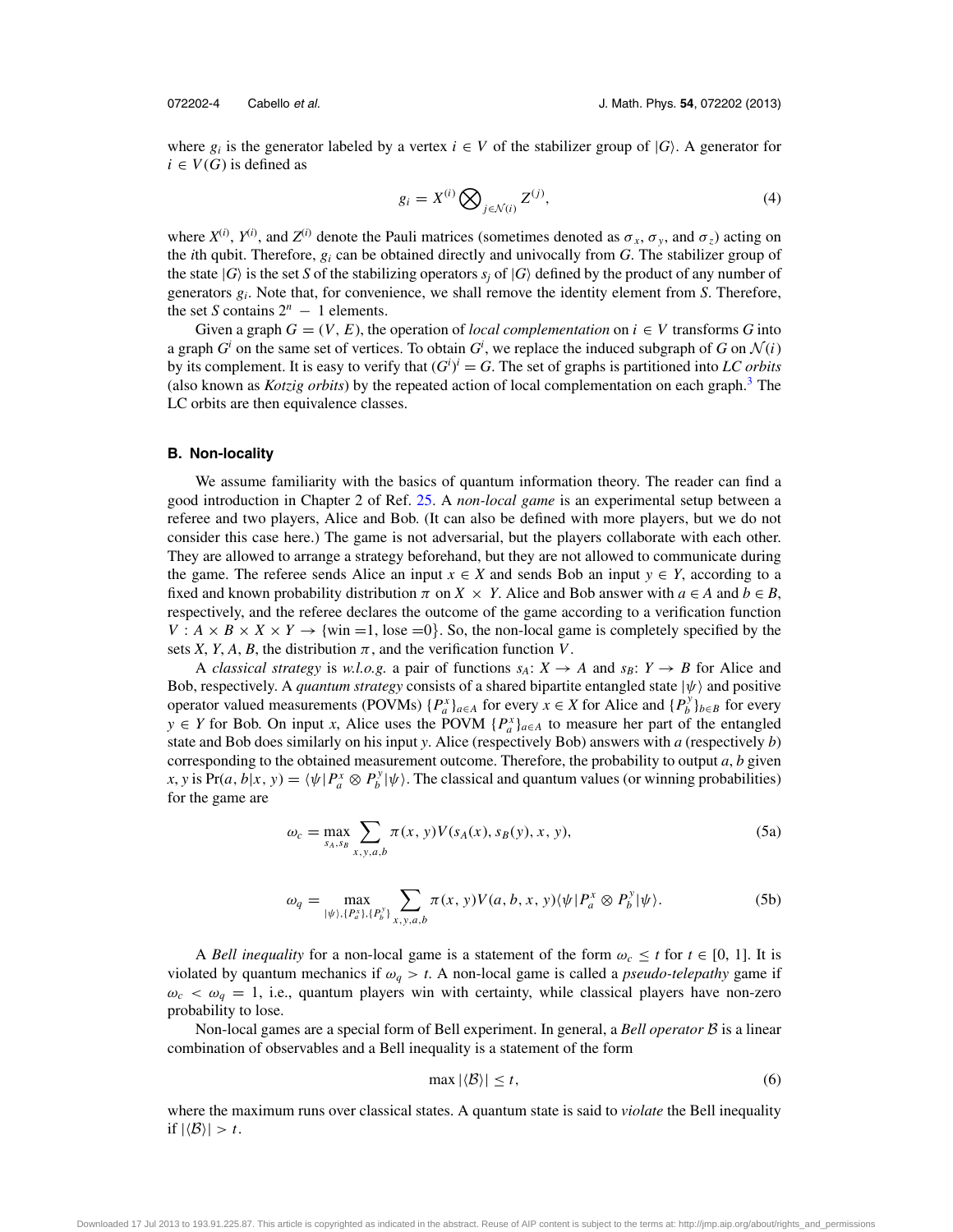where $g_i$ is the generator labeled by a vertex $i \in V$ of the stabilizer group of $|G\rangle$. A generator for $i \in V(G)$ is defined as

$$g_i = X^{(i)} \bigotimes_{j \in \mathcal{N}(i)} Z^{(j)}, \tag{4}$$

where $X^{(i)}$, $Y^{(i)}$, and $Z^{(i)}$ denote the Pauli matrices (sometimes denoted as $\sigma_x$, $\sigma_y$, and $\sigma_z$) acting on the $i$th qubit. Therefore, $g_i$ can be obtained directly and univocally from $G$. The stabilizer group of the state $|G\rangle$ is the set $S$ of the stabilizing operators $s_j$ of $|G\rangle$ defined by the product of any number of generators $g_i$. Note that, for convenience, we shall remove the identity element from $S$. Therefore, the set $S$ contains $2^n - 1$ elements.

Given a graph $G = (V, E)$, the operation of *local complementation* on $i \in V$ transforms $G$ into a graph $G^i$ on the same set of vertices. To obtain $G^i$, we replace the induced subgraph of $G$ on $\mathcal{N}(i)$ by its complement. It is easy to verify that $(G^i)^i = G$. The set of graphs is partitioned into *LC orbits* (also known as *Kotzig orbits*) by the repeated action of local complementation on each graph.[3] The LC orbits are then equivalence classes.

### B. Non-locality

We assume familiarity with the basics of quantum information theory. The reader can find a good introduction in Chapter 2 of Ref. 25. A *non-local game* is an experimental setup between a referee and two players, Alice and Bob. (It can also be defined with more players, but we do not consider this case here.) The game is not adversarial, but the players collaborate with each other. They are allowed to arrange a strategy beforehand, but they are not allowed to communicate during the game. The referee sends Alice an input $x \in X$ and sends Bob an input $y \in Y$, according to a fixed and known probability distribution $\pi$ on $X \times Y$. Alice and Bob answer with $a \in A$ and $b \in B$, respectively, and the referee declares the outcome of the game according to a verification function $V : A \times B \times X \times Y \rightarrow \{\text{win} = 1, \text{lose} = 0\}$. So, the non-local game is completely specified by the sets $X$, $Y$, $A$, $B$, the distribution $\pi$, and the verification function $V$.

A *classical strategy* is *w.l.o.g.* a pair of functions $s_A$: $X \rightarrow A$ and $s_B$: $Y \rightarrow B$ for Alice and Bob, respectively. A *quantum strategy* consists of a shared bipartite entangled state $|\psi\rangle$ and positive operator valued measurements (POVMs) $\{P_a^x\}_{a \in A}$ for every $x \in X$ for Alice and $\{P_b^y\}_{b \in B}$ for every $y \in Y$ for Bob. On input $x$, Alice uses the POVM $\{P_a^x\}_{a \in A}$ to measure her part of the entangled state and Bob does similarly on his input $y$. Alice (respectively Bob) answers with $a$ (respectively $b$) corresponding to the obtained measurement outcome. Therefore, the probability to output $a$, $b$ given $x$, $y$ is $\Pr(a, b|x, y) = \langle\psi|P_a^x \otimes P_b^y|\psi\rangle$. The classical and quantum values (or winning probabilities) for the game are

$$\omega_c = \max_{s_A, s_B} \sum_{x,y,a,b} \pi(x, y) V(s_A(x), s_B(y), x, y), \tag{5a}$$

$$\omega_q = \max_{|\psi\rangle, \{P_a^x\}, \{P_b^y\}} \sum_{x,y,a,b} \pi(x, y) V(a, b, x, y) \langle\psi|P_a^x \otimes P_b^y|\psi\rangle. \tag{5b}$$

A *Bell inequality* for a non-local game is a statement of the form $\omega_c \leq t$ for $t \in [0, 1]$. It is violated by quantum mechanics if $\omega_q > t$. A non-local game is called a *pseudo-telepathy* game if $\omega_c < \omega_q = 1$, i.e., quantum players win with certainty, while classical players have non-zero probability to lose.

Non-local games are a special form of Bell experiment. In general, a *Bell operator* $\mathcal{B}$ is a linear combination of observables and a Bell inequality is a statement of the form

$$\max |\langle\mathcal{B}\rangle| \leq t, \tag{6}$$

where the maximum runs over classical states. A quantum state is said to *violate* the Bell inequality if $|\langle\mathcal{B}\rangle| > t$.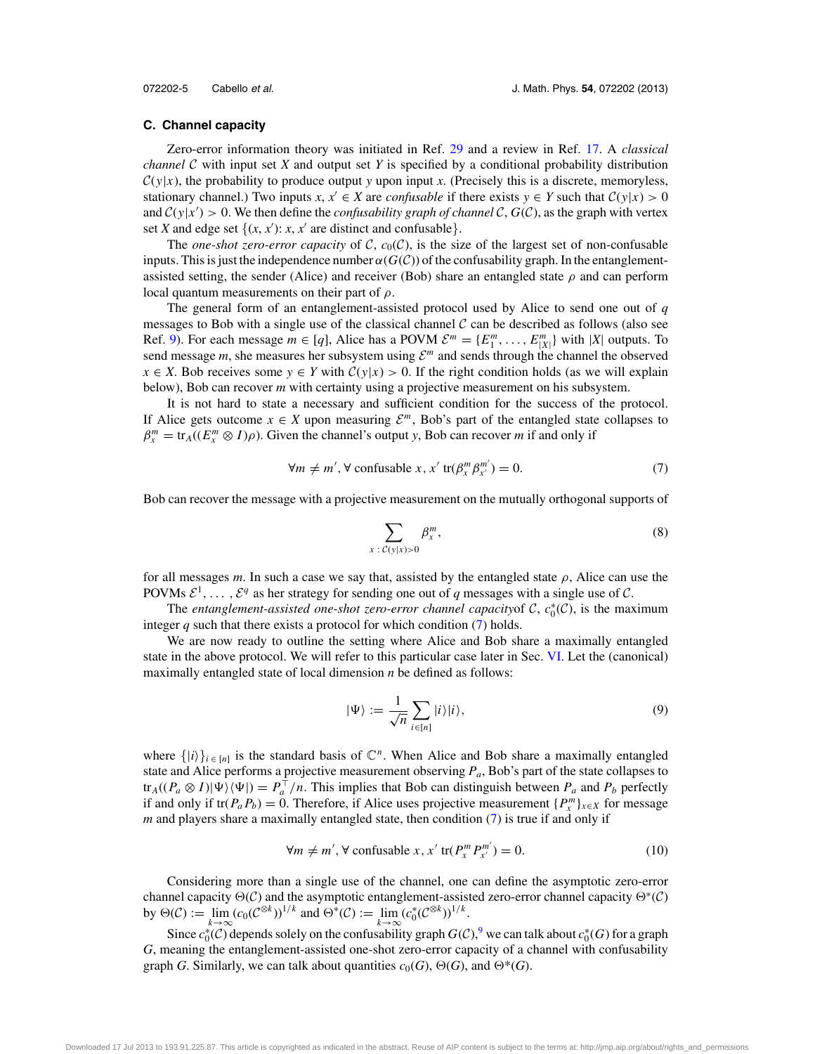### C. Channel capacity

Zero-error information theory was initiated in Ref. 29 and a review in Ref. 17. A *classical channel* $\mathcal{C}$ with input set $X$ and output set $Y$ is specified by a conditional probability distribution $\mathcal{C}(y|x)$, the probability to produce output $y$ upon input $x$. (Precisely this is a discrete, memoryless, stationary channel.) Two inputs $x, x' \in X$ are *confusable* if there exists $y \in Y$ such that $\mathcal{C}(y|x) > 0$ and $\mathcal{C}(y|x') > 0$. We then define the *confusability graph of channel* $\mathcal{C}$, $G(\mathcal{C})$, as the graph with vertex set $X$ and edge set $\{(x, x') \colon x, x' \text{ are distinct and confusable}\}$.

The *one-shot zero-error capacity* of $\mathcal{C}$, $c_0(\mathcal{C})$, is the size of the largest set of non-confusable inputs. This is just the independence number $\alpha(G(\mathcal{C}))$ of the confusability graph. In the entanglement-assisted setting, the sender (Alice) and receiver (Bob) share an entangled state $\rho$ and can perform local quantum measurements on their part of $\rho$.

The general form of an entanglement-assisted protocol used by Alice to send one out of $q$ messages to Bob with a single use of the classical channel $\mathcal{C}$ can be described as follows (also see Ref. 9). For each message $m \in [q]$, Alice has a POVM $\mathcal{E}^m = \{E_1^m, \ldots, E_{|X|}^m\}$ with $|X|$ outputs. To send message $m$, she measures her subsystem using $\mathcal{E}^m$ and sends through the channel the observed $x \in X$. Bob receives some $y \in Y$ with $\mathcal{C}(y|x) > 0$. If the right condition holds (as we will explain below), Bob can recover $m$ with certainty using a projective measurement on his subsystem.

It is not hard to state a necessary and sufficient condition for the success of the protocol. If Alice gets outcome $x \in X$ upon measuring $\mathcal{E}^m$, Bob's part of the entangled state collapses to $\beta_x^m = \mathrm{tr}_A((E_x^m \otimes I)\rho)$. Given the channel's output $y$, Bob can recover $m$ if and only if

$$\forall m \neq m', \forall \text{ confusable } x, x' \; \mathrm{tr}(\beta_x^m \beta_{x'}^{m'}) = 0. \tag{7}$$

Bob can recover the message with a projective measurement on the mutually orthogonal supports of

$$\sum_{x \,:\, \mathcal{C}(y|x) > 0} \beta_x^m, \tag{8}$$

for all messages $m$. In such a case we say that, assisted by the entangled state $\rho$, Alice can use the POVMs $\mathcal{E}^1, \ldots, \mathcal{E}^q$ as her strategy for sending one out of $q$ messages with a single use of $\mathcal{C}$.

The *entanglement-assisted one-shot zero-error channel capacity*of $\mathcal{C}$, $c_0^*(\mathcal{C})$, is the maximum integer $q$ such that there exists a protocol for which condition (7) holds.

We are now ready to outline the setting where Alice and Bob share a maximally entangled state in the above protocol. We will refer to this particular case later in Sec. VI. Let the (canonical) maximally entangled state of local dimension $n$ be defined as follows:

$$|\Psi\rangle := \frac{1}{\sqrt{n}} \sum_{i \in [n]} |i\rangle|i\rangle, \tag{9}$$

where $\{|i\rangle\}_{i \in [n]}$ is the standard basis of $\mathbb{C}^n$. When Alice and Bob share a maximally entangled state and Alice performs a projective measurement observing $P_a$, Bob's part of the state collapses to $\mathrm{tr}_A((P_a \otimes I)|\Psi\rangle\langle\Psi|) = P_a^{\top}/n$. This implies that Bob can distinguish between $P_a$ and $P_b$ perfectly if and only if $\mathrm{tr}(P_a P_b) = 0$. Therefore, if Alice uses projective measurement $\{P_x^m\}_{x \in X}$ for message $m$ and players share a maximally entangled state, then condition (7) is true if and only if

$$\forall m \neq m', \forall \text{ confusable } x, x' \; \mathrm{tr}(P_x^m P_{x'}^{m'}) = 0. \tag{10}$$

Considering more than a single use of the channel, one can define the asymptotic zero-error channel capacity $\Theta(\mathcal{C})$ and the asymptotic entanglement-assisted zero-error channel capacity $\Theta^*(\mathcal{C})$ by $\Theta(\mathcal{C}) := \lim_{k \to \infty} (c_0(\mathcal{C}^{\otimes k}))^{1/k}$ and $\Theta^*(\mathcal{C}) := \lim_{k \to \infty} (c_0^*(\mathcal{C}^{\otimes k}))^{1/k}$.

Since $c_0^*(\mathcal{C})$ depends solely on the confusability graph $G(\mathcal{C})$,[9] we can talk about $c_0^*(G)$ for a graph $G$, meaning the entanglement-assisted one-shot zero-error capacity of a channel with confusability graph $G$. Similarly, we can talk about quantities $c_0(G)$, $\Theta(G)$, and $\Theta^*(G)$.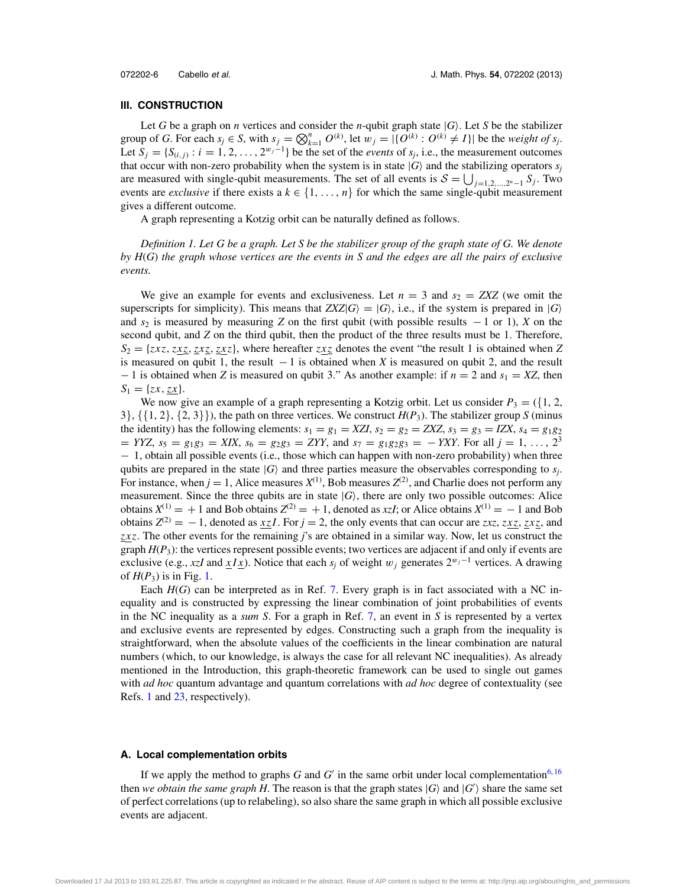### III. CONSTRUCTION

Let $G$ be a graph on $n$ vertices and consider the $n$-qubit graph state $|G\rangle$. Let $S$ be the stabilizer group of $G$. For each $s_j \in S$, with $s_j = \bigotimes_{k=1}^{n} O^{(k)}$, let $w_j = |\{O^{(k)} : O^{(k)} \neq I\}|$ be the *weight of* $s_j$. Let $S_j = \{S_{(i,j)} : i = 1, 2, \ldots, 2^{w_j - 1}\}$ be the set of the *events* of $s_j$, i.e., the measurement outcomes that occur with non-zero probability when the system is in state $|G\rangle$ and the stabilizing operators $s_j$ are measured with single-qubit measurements. The set of all events is $\mathcal{S} = \bigcup_{j=1,2,\ldots,2^n-1} S_j$. Two events are *exclusive* if there exists a $k \in \{1, \ldots, n\}$ for which the same single-qubit measurement gives a different outcome.

A graph representing a Kotzig orbit can be naturally defined as follows.

*Definition 1. Let $G$ be a graph. Let $S$ be the stabilizer group of the graph state of $G$. We denote by $H(G)$ the graph whose vertices are the events in $S$ and the edges are all the pairs of exclusive events.*

We give an example for events and exclusiveness. Let $n = 3$ and $s_2 = ZXZ$ (we omit the superscripts for simplicity). This means that $ZXZ|G\rangle = |G\rangle$, i.e., if the system is prepared in $|G\rangle$ and $s_2$ is measured by measuring $Z$ on the first qubit (with possible results $-1$ or 1), $X$ on the second qubit, and $Z$ on the third qubit, then the product of the three results must be 1. Therefore, $S_2 = \{zxz, z\underline{xz}, \underline{z}x\underline{z}, \underline{zx}z\}$, where hereafter $z\underline{xz}$ denotes the event "the result 1 is obtained when $Z$ is measured on qubit 1, the result $-1$ is obtained when $X$ is measured on qubit 2, and the result $-1$ is obtained when $Z$ is measured on qubit 3." As another example: if $n = 2$ and $s_1 = XZ$, then $S_1 = \{zx, \underline{zx}\}$.

We now give an example of a graph representing a Kotzig orbit. Let us consider $P_3 = (\{1, 2, 3\}, \{\{1, 2\}, \{2, 3\}\})$, the path on three vertices. We construct $H(P_3)$. The stabilizer group $S$ (minus the identity) has the following elements: $s_1 = g_1 = XZI$, $s_2 = g_2 = ZXZ$, $s_3 = g_3 = IZX$, $s_4 = g_1g_2 = YYZ$, $s_5 = g_1g_3 = XIX$, $s_6 = g_2g_3 = ZYY$, and $s_7 = g_1g_2g_3 = -YXY$. For all $j = 1, \ldots, 2^3 - 1$, obtain all possible events (i.e., those which can happen with non-zero probability) when three qubits are prepared in the state $|G\rangle$ and three parties measure the observables corresponding to $s_j$. For instance, when $j = 1$, Alice measures $X^{(1)}$, Bob measures $Z^{(2)}$, and Charlie does not perform any measurement. Since the three qubits are in state $|G\rangle$, there are only two possible outcomes: Alice obtains $X^{(1)} = +1$ and Bob obtains $Z^{(2)} = +1$, denoted as $xzI$; or Alice obtains $X^{(1)} = -1$ and Bob obtains $Z^{(2)} = -1$, denoted as $\underline{xz}I$. For $j = 2$, the only events that can occur are $zxz$, $z\underline{xz}$, $\underline{z}x\underline{z}$, and $\underline{zx}z$. The other events for the remaining $j$'s are obtained in a similar way. Now, let us construct the graph $H(P_3)$: the vertices represent possible events; two vertices are adjacent if and only if events are exclusive (e.g., $xzI$ and $\underline{x}I\underline{x}$). Notice that each $s_j$ of weight $w_j$ generates $2^{w_j-1}$ vertices. A drawing of $H(P_3)$ is in Fig. 1.

Each $H(G)$ can be interpreted as in Ref. 7. Every graph is in fact associated with a NC inequality and is constructed by expressing the linear combination of joint probabilities of events in the NC inequality as a *sum S*. For a graph in Ref. 7, an event in $S$ is represented by a vertex and exclusive events are represented by edges. Constructing such a graph from the inequality is straightforward, when the absolute values of the coefficients in the linear combination are natural numbers (which, to our knowledge, is always the case for all relevant NC inequalities). As already mentioned in the Introduction, this graph-theoretic framework can be used to single out games with *ad hoc* quantum advantage and quantum correlations with *ad hoc* degree of contextuality (see Refs. 1 and 23, respectively).

#### A. Local complementation orbits

If we apply the method to graphs $G$ and $G'$ in the same orbit under local complementation[6,16] then *we obtain the same graph H*. The reason is that the graph states $|G\rangle$ and $|G'\rangle$ share the same set of perfect correlations (up to relabeling), so also share the same graph in which all possible exclusive events are adjacent.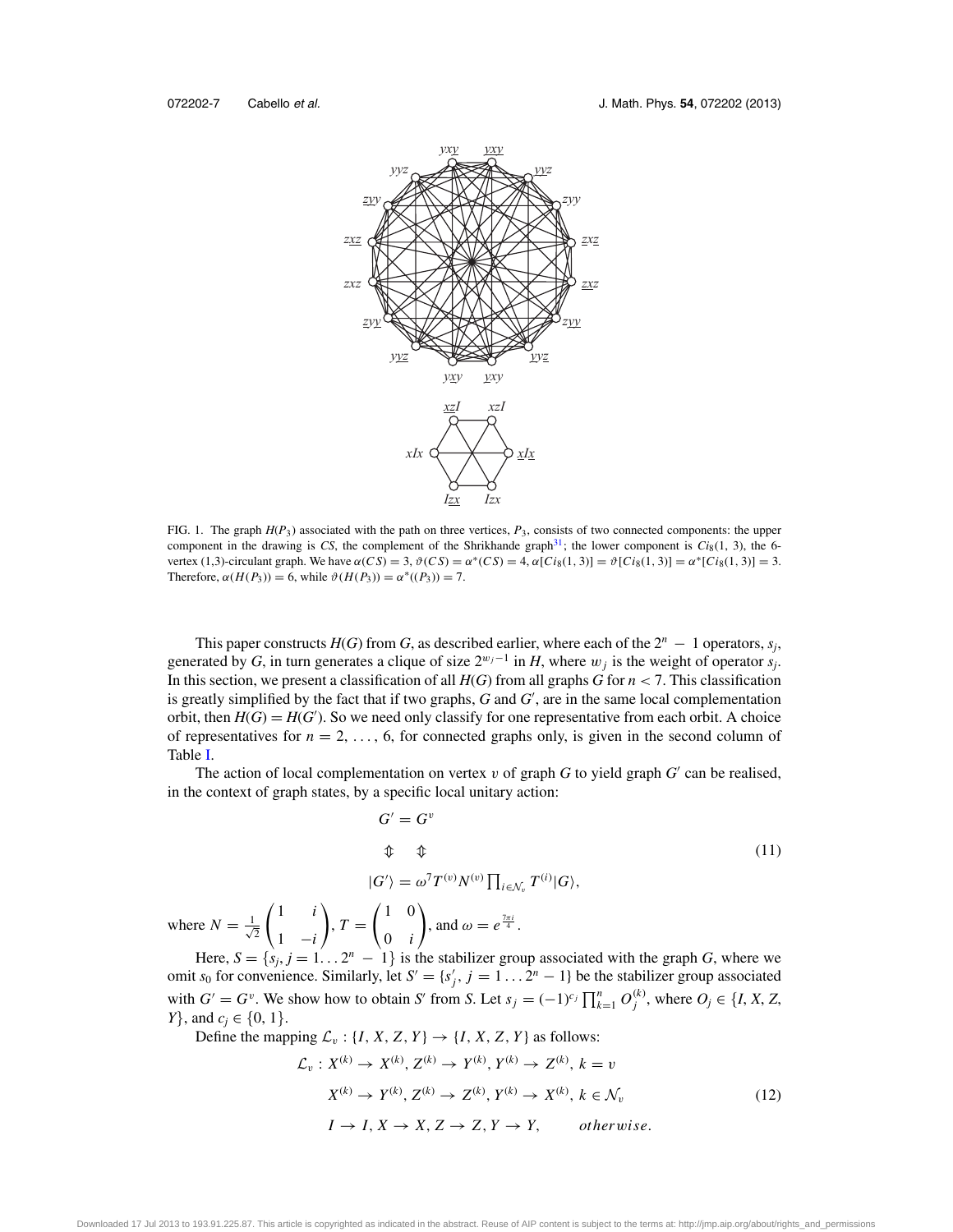FIG. 1. The graph $H(P_3)$ associated with the path on three vertices, $P_3$, consists of two connected components: the upper component in the drawing is $CS$, the complement of the Shrikhande graph[31]; the lower component is $Ci_8(1, 3)$, the 6-vertex (1,3)-circulant graph. We have $\alpha(CS) = 3$, $\vartheta(CS) = \alpha^*(CS) = 4$, $\alpha[Ci_8(1, 3)] = \vartheta[Ci_8(1, 3)] = \alpha^*[Ci_8(1, 3)] = 3$. Therefore, $\alpha(H(P_3)) = 6$, while $\vartheta(H(P_3)) = \alpha^*((P_3)) = 7$.

This paper constructs $H(G)$ from $G$, as described earlier, where each of the $2^n - 1$ operators, $s_j$, generated by $G$, in turn generates a clique of size $2^{w_j - 1}$ in $H$, where $w_j$ is the weight of operator $s_j$. In this section, we present a classification of all $H(G)$ from all graphs $G$ for $n < 7$. This classification is greatly simplified by the fact that if two graphs, $G$ and $G'$, are in the same local complementation orbit, then $H(G) = H(G')$. So we need only classify for one representative from each orbit. A choice of representatives for $n = 2, \ldots, 6$, for connected graphs only, is given in the second column of Table I.

The action of local complementation on vertex $v$ of graph $G$ to yield graph $G'$ can be realised, in the context of graph states, by a specific local unitary action:

$$
\begin{aligned}
G' &= G^v \\
\Updownarrow &\quad \Updownarrow \\
|G'\rangle &= \omega^7 T^{(v)} N^{(v)} \prod_{i \in \mathcal{N}_v} T^{(i)} |G\rangle,
\end{aligned}
\tag{11}
$$

where $N = \frac{1}{\sqrt{2}} \begin{pmatrix} 1 & i \\ 1 & -i \end{pmatrix}$, $T = \begin{pmatrix} 1 & 0 \\ 0 & i \end{pmatrix}$, and $\omega = e^{\frac{7\pi i}{4}}$.

Here, $S = \{s_j, j = 1 \ldots 2^n - 1\}$ is the stabilizer group associated with the graph $G$, where we omit $s_0$ for convenience. Similarly, let $S' = \{s'_j, j = 1 \ldots 2^n - 1\}$ be the stabilizer group associated with $G' = G^v$. We show how to obtain $S'$ from $S$. Let $s_j = (-1)^{c_j} \prod_{k=1}^{n} O_j^{(k)}$, where $O_j \in \{I, X, Z, Y\}$, and $c_j \in \{0, 1\}$.

Define the mapping $\mathcal{L}_v : \{I, X, Z, Y\} \to \{I, X, Z, Y\}$ as follows:

$$
\begin{aligned}
\mathcal{L}_v : & \; X^{(k)} \to X^{(k)}, Z^{(k)} \to Y^{(k)}, Y^{(k)} \to Z^{(k)}, \; k = v \\
& \; X^{(k)} \to Y^{(k)}, Z^{(k)} \to Z^{(k)}, Y^{(k)} \to X^{(k)}, \; k \in \mathcal{N}_v \\
& \; I \to I, X \to X, Z \to Z, Y \to Y, \qquad \textit{otherwise}.
\end{aligned}
\tag{12}
$$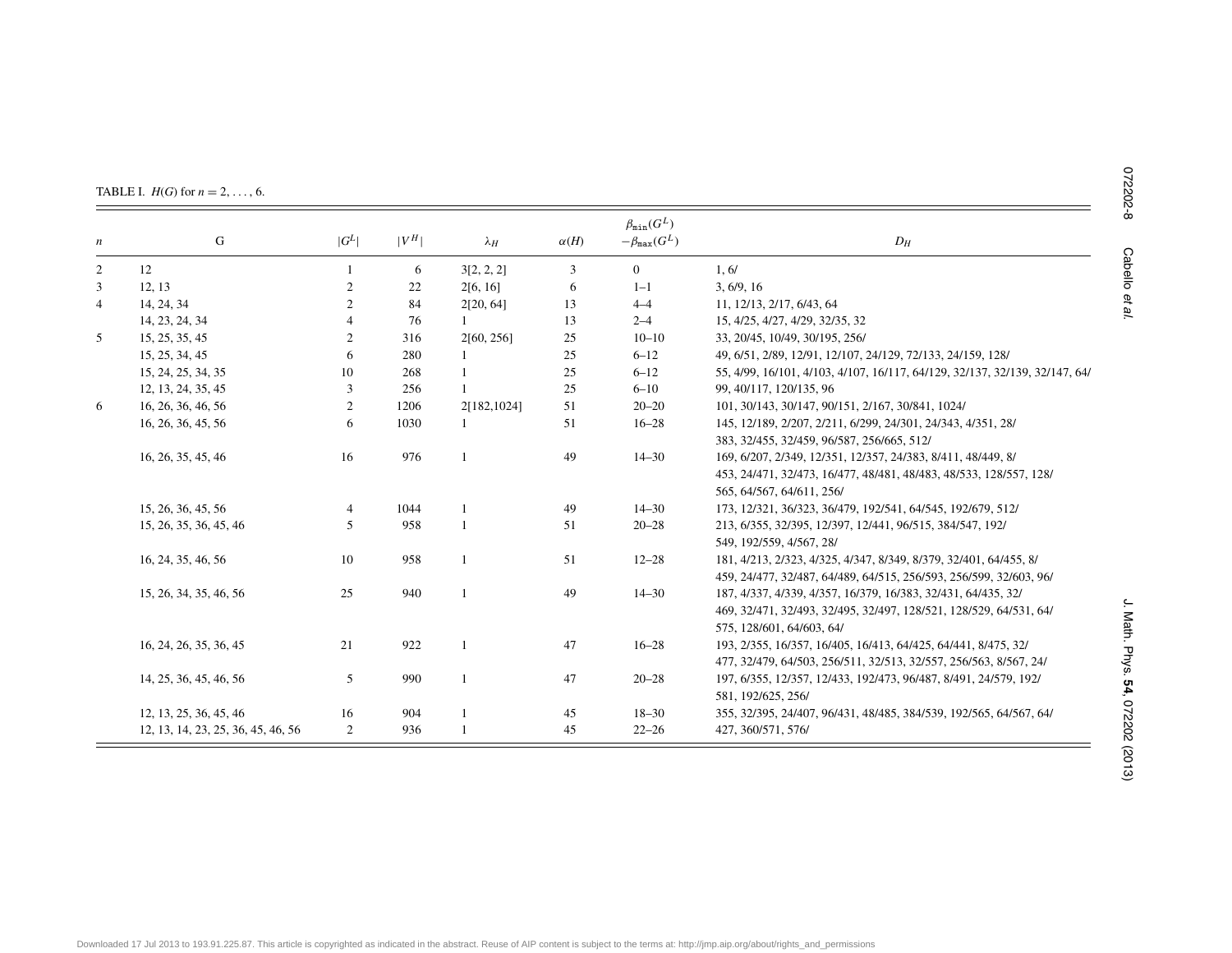TABLE I. $H(G)$ for $n = 2, \ldots, 6$.

| $n$ | G | $\lvert G^L \rvert$ | $\lvert V^H \rvert$ | $\lambda_H$ | $\alpha(H)$ | $\beta_{\mathtt{min}}(G^L)$ $-\beta_{\mathtt{max}}(G^L)$ | $D_H$ |
|---|---|---|---|---|---|---|---|
| 2 | 12 | 1 | 6 | 3[2, 2, 2] | 3 | 0 | 1, 6/ |
| 3 | 12, 13 | 2 | 22 | 2[6, 16] | 6 | 1–1 | 3, 6/9, 16 |
| 4 | 14, 24, 34 | 2 | 84 | 2[20, 64] | 13 | 4–4 | 11, 12/13, 2/17, 6/43, 64 |
| | 14, 23, 24, 34 | 4 | 76 | 1 | 13 | 2–4 | 15, 4/25, 4/27, 4/29, 32/35, 32 |
| 5 | 15, 25, 35, 45 | 2 | 316 | 2[60, 256] | 25 | 10–10 | 33, 20/45, 10/49, 30/195, 256/ |
| | 15, 25, 34, 45 | 6 | 280 | 1 | 25 | 6–12 | 49, 6/51, 2/89, 12/91, 12/107, 24/129, 72/133, 24/159, 128/ |
| | 15, 24, 25, 34, 35 | 10 | 268 | 1 | 25 | 6–12 | 55, 4/99, 16/101, 4/103, 4/107, 16/117, 64/129, 32/137, 32/139, 32/147, 64/ |
| | 12, 13, 24, 35, 45 | 3 | 256 | 1 | 25 | 6–10 | 99, 40/117, 120/135, 96 |
| 6 | 16, 26, 36, 46, 56 | 2 | 1206 | 2[182,1024] | 51 | 20–20 | 101, 30/143, 30/147, 90/151, 2/167, 30/841, 1024/ |
| | 16, 26, 36, 45, 56 | 6 | 1030 | 1 | 51 | 16–28 | 145, 12/189, 2/207, 2/211, 6/299, 24/301, 24/343, 4/351, 28/ 383, 32/455, 32/459, 96/587, 256/665, 512/ |
| | 16, 26, 35, 45, 46 | 16 | 976 | 1 | 49 | 14–30 | 169, 6/207, 2/349, 12/351, 12/357, 24/383, 8/411, 48/449, 8/ 453, 24/471, 32/473, 16/477, 48/481, 48/483, 48/533, 128/557, 128/ 565, 64/567, 64/611, 256/ |
| | 15, 26, 36, 45, 56 | 4 | 1044 | 1 | 49 | 14–30 | 173, 12/321, 36/323, 36/479, 192/541, 64/545, 192/679, 512/ |
| | 15, 26, 35, 36, 45, 46 | 5 | 958 | 1 | 51 | 20–28 | 213, 6/355, 32/395, 12/397, 12/441, 96/515, 384/547, 192/ 549, 192/559, 4/567, 28/ |
| | 16, 24, 35, 46, 56 | 10 | 958 | 1 | 51 | 12–28 | 181, 4/213, 2/323, 4/325, 4/347, 8/349, 8/379, 32/401, 64/455, 8/ 459, 24/477, 32/487, 64/489, 64/515, 256/593, 256/599, 32/603, 96/ |
| | 15, 26, 34, 35, 46, 56 | 25 | 940 | 1 | 49 | 14–30 | 187, 4/337, 4/339, 4/357, 16/379, 16/383, 32/431, 64/435, 32/ 469, 32/471, 32/493, 32/495, 32/497, 128/521, 128/529, 64/531, 64/ 575, 128/601, 64/603, 64/ |
| | 16, 24, 26, 35, 36, 45 | 21 | 922 | 1 | 47 | 16–28 | 193, 2/355, 16/357, 16/405, 16/413, 64/425, 64/441, 8/475, 32/ 477, 32/479, 64/503, 256/511, 32/513, 32/557, 256/563, 8/567, 24/ |
| | 14, 25, 36, 45, 46, 56 | 5 | 990 | 1 | 47 | 20–28 | 197, 6/355, 12/357, 12/433, 192/473, 96/487, 8/491, 24/579, 192/ 581, 192/625, 256/ |
| | 12, 13, 25, 36, 45, 46 | 16 | 904 | 1 | 45 | 18–30 | 355, 32/395, 24/407, 96/431, 48/485, 384/539, 192/565, 64/567, 64/ |
| | 12, 13, 14, 23, 25, 36, 45, 46, 56 | 2 | 936 | 1 | 45 | 22–26 | 427, 360/571, 576/ |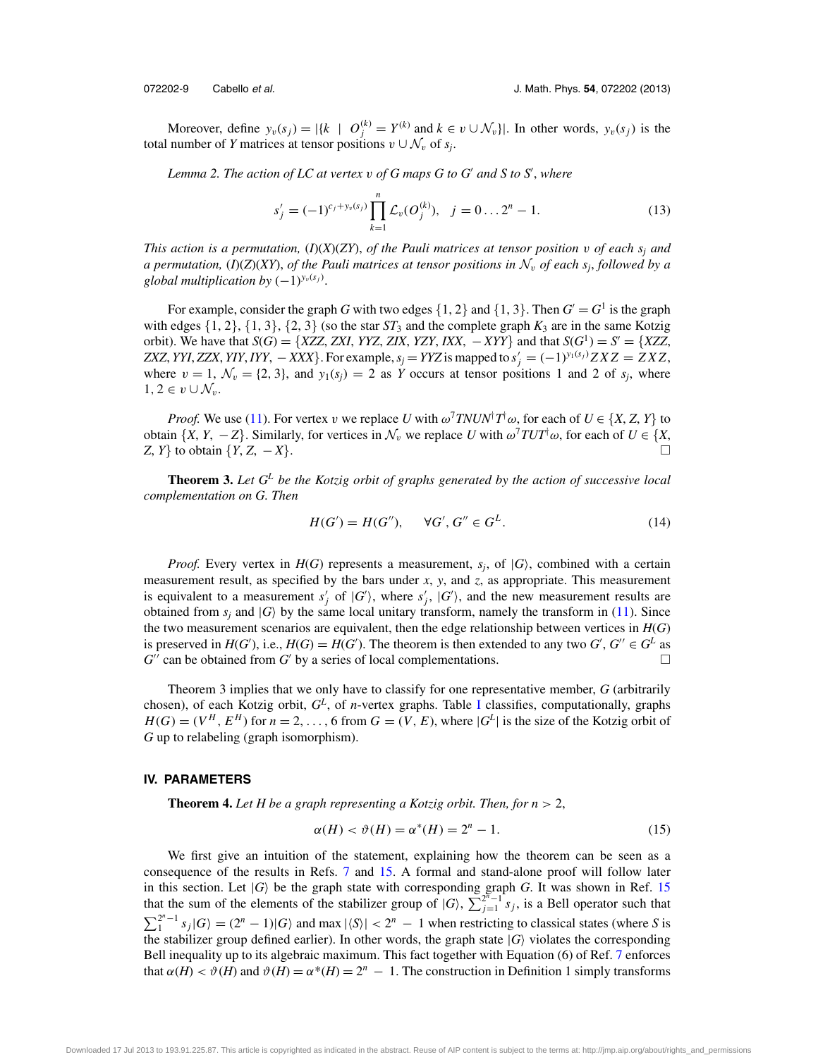Moreover, define $y_v(s_j) = |\{k \mid O_j^{(k)} = Y^{(k)} \text{ and } k \in v \cup \mathcal{N}_v\}|$. In other words, $y_v(s_j)$ is the total number of $Y$ matrices at tensor positions $v \cup \mathcal{N}_v$ of $s_j$.

*Lemma 2. The action of LC at vertex $v$ of $G$ maps $G$ to $G'$ and $S$ to $S'$, where*

$$s'_j = (-1)^{c_j + y_v(s_j)} \prod_{k=1}^{n} \mathcal{L}_v(O_j^{(k)}), \quad j = 0 \ldots 2^n - 1. \tag{13}$$

*This action is a permutation, $(I)(X)(ZY)$, of the Pauli matrices at tensor position $v$ of each $s_j$ and a permutation, $(I)(Z)(XY)$, of the Pauli matrices at tensor positions in $\mathcal{N}_v$ of each $s_j$, followed by a global multiplication by $(-1)^{y_v(s_j)}$.*

For example, consider the graph $G$ with two edges $\{1, 2\}$ and $\{1, 3\}$. Then $G' = G^1$ is the graph with edges $\{1, 2\}$, $\{1, 3\}$, $\{2, 3\}$ (so the star $ST_3$ and the complete graph $K_3$ are in the same Kotzig orbit). We have that $S(G) = \{XZZ, ZXI, YYZ, ZIX, YZY, IXX, -XYY\}$ and that $S(G^1) = S' = \{XZZ, ZXZ, YYI, ZZX, YIY, IYY, -XXX\}$. For example, $s_j = YYZ$ is mapped to $s'_j = (-1)^{y_1(s_j)} ZXZ = ZXZ$, where $v = 1$, $\mathcal{N}_v = \{2, 3\}$, and $y_1(s_j) = 2$ as $Y$ occurs at tensor positions 1 and 2 of $s_j$, where $1, 2 \in v \cup \mathcal{N}_v$.

*Proof.* We use (11). For vertex $v$ we replace $U$ with $\omega^7 TNUN^\dagger T^\dagger \omega$, for each of $U \in \{X, Z, Y\}$ to obtain $\{X, Y, -Z\}$. Similarly, for vertices in $\mathcal{N}_v$ we replace $U$ with $\omega^7 TUT^\dagger \omega$, for each of $U \in \{X, Z, Y\}$ to obtain $\{Y, Z, -X\}$. □

**Theorem 3.** *Let $G^L$ be the Kotzig orbit of graphs generated by the action of successive local complementation on $G$. Then*

$$H(G') = H(G''), \qquad \forall G', G'' \in G^L. \tag{14}$$

*Proof.* Every vertex in $H(G)$ represents a measurement, $s_j$, of $|G\rangle$, combined with a certain measurement result, as specified by the bars under $x$, $y$, and $z$, as appropriate. This measurement is equivalent to a measurement $s'_j$ of $|G'\rangle$, where $s'_j$, $|G'\rangle$, and the new measurement results are obtained from $s_j$ and $|G\rangle$ by the same local unitary transform, namely the transform in (11). Since the two measurement scenarios are equivalent, then the edge relationship between vertices in $H(G)$ is preserved in $H(G')$, i.e., $H(G) = H(G')$. The theorem is then extended to any two $G', G'' \in G^L$ as $G''$ can be obtained from $G'$ by a series of local complementations. □

Theorem 3 implies that we only have to classify for one representative member, $G$ (arbitrarily chosen), of each Kotzig orbit, $G^L$, of $n$-vertex graphs. Table I classifies, computationally, graphs $H(G) = (V^H, E^H)$ for $n = 2, \ldots, 6$ from $G = (V, E)$, where $|G^L|$ is the size of the Kotzig orbit of $G$ up to relabeling (graph isomorphism).

## IV. PARAMETERS

**Theorem 4.** *Let $H$ be a graph representing a Kotzig orbit. Then, for $n > 2$,*

$$\alpha(H) < \vartheta(H) = \alpha^*(H) = 2^n - 1. \tag{15}$$

We first give an intuition of the statement, explaining how the theorem can be seen as a consequence of the results in Refs. 7 and 15. A formal and stand-alone proof will follow later in this section. Let $|G\rangle$ be the graph state with corresponding graph $G$. It was shown in Ref. 15 that the sum of the elements of the stabilizer group of $|G\rangle$, $\sum_{j=1}^{2^n-1} s_j$, is a Bell operator such that $\sum_1^{2^n-1} s_j |G\rangle = (2^n - 1)|G\rangle$ and $\max |\langle S\rangle| < 2^n - 1$ when restricting to classical states (where $S$ is the stabilizer group defined earlier). In other words, the graph state $|G\rangle$ violates the corresponding Bell inequality up to its algebraic maximum. This fact together with Equation (6) of Ref. 7 enforces that $\alpha(H) < \vartheta(H)$ and $\vartheta(H) = \alpha^*(H) = 2^n - 1$. The construction in Definition 1 simply transforms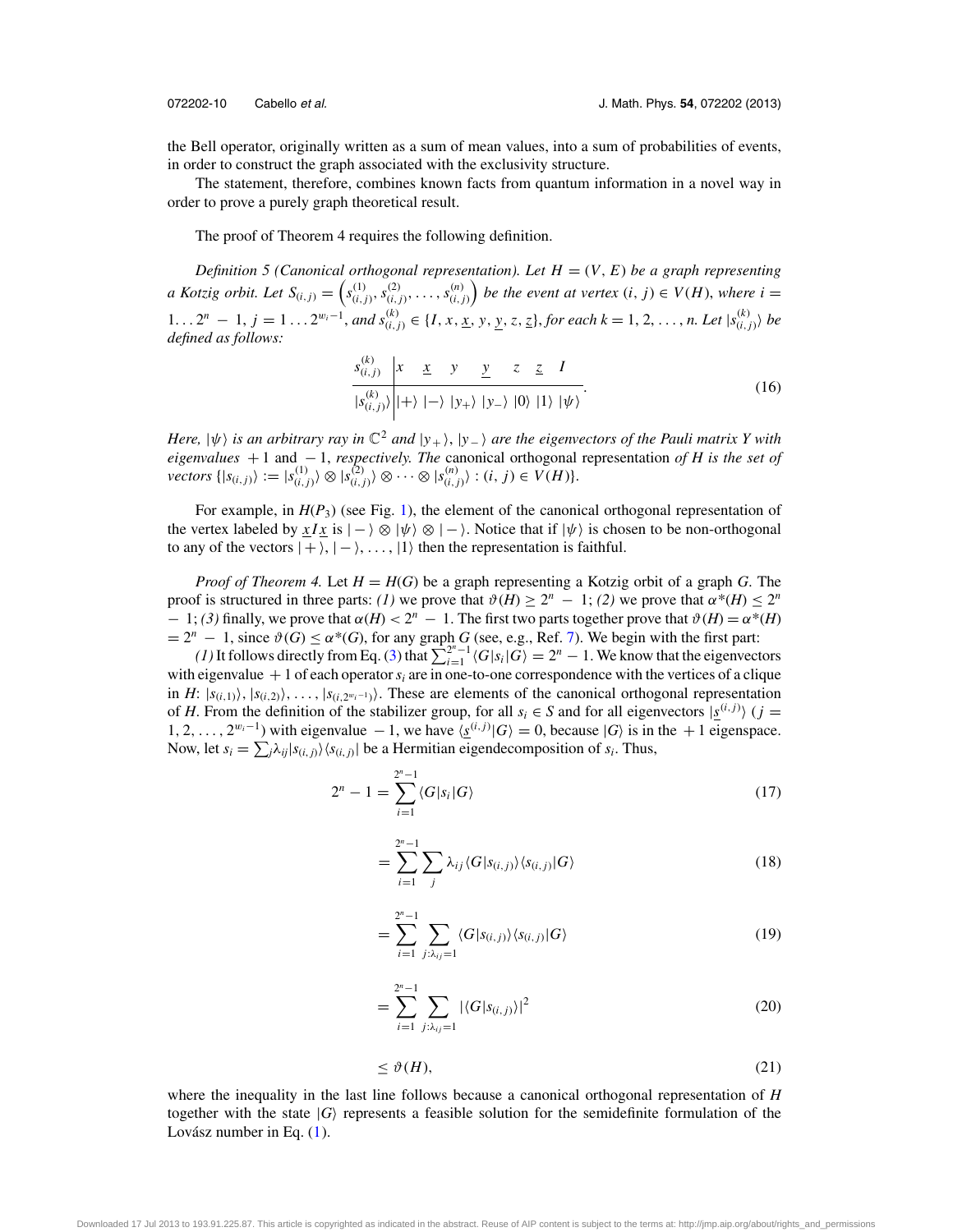the Bell operator, originally written as a sum of mean values, into a sum of probabilities of events, in order to construct the graph associated with the exclusivity structure.

The statement, therefore, combines known facts from quantum information in a novel way in order to prove a purely graph theoretical result.

The proof of Theorem 4 requires the following definition.

*Definition 5 (Canonical orthogonal representation). Let $H = (V, E)$ be a graph representing a Kotzig orbit. Let $S_{(i,j)} = \left(s^{(1)}_{(i,j)}, s^{(2)}_{(i,j)}, \ldots, s^{(n)}_{(i,j)}\right)$ be the event at vertex $(i, j) \in V(H)$, where $i = 1 \ldots 2^n - 1$, $j = 1 \ldots 2^{w_i - 1}$, and $s^{(k)}_{(i,j)} \in \{I, x, \underline{x}, y, \underline{y}, z, \underline{z}\}$, for each $k = 1, 2, \ldots, n$. Let $|s^{(k)}_{(i,j)}\rangle$ be defined as follows:*

$$
\begin{array}{c|ccccccc}
s^{(k)}_{(i,j)} & x & \underline{x} & y & \underline{y} & z & \underline{z} & I \\
\hline
|s^{(k)}_{(i,j)}\rangle & |+\rangle & |-\rangle & |y_+\rangle & |y_-\rangle & |0\rangle & |1\rangle & |\psi\rangle
\end{array}. \tag{16}
$$

*Here, $|\psi\rangle$ is an arbitrary ray in $\mathbb{C}^2$ and $|y_+\rangle$, $|y_-\rangle$ are the eigenvectors of the Pauli matrix $Y$ with eigenvalues $+1$ and $-1$, respectively. The* canonical orthogonal representation *of $H$ is the set of vectors $\{|s_{(i,j)}\rangle := |s^{(1)}_{(i,j)}\rangle \otimes |s^{(2)}_{(i,j)}\rangle \otimes \cdots \otimes |s^{(n)}_{(i,j)}\rangle : (i, j) \in V(H)\}$.*

For example, in $H(P_3)$ (see Fig. 1), the element of the canonical orthogonal representation of the vertex labeled by $\underline{x}I\underline{x}$ is $|-\rangle \otimes |\psi\rangle \otimes |-\rangle$. Notice that if $|\psi\rangle$ is chosen to be non-orthogonal to any of the vectors $|+\rangle, |-\rangle, \ldots, |1\rangle$ then the representation is faithful.

*Proof of Theorem 4.* Let $H = H(G)$ be a graph representing a Kotzig orbit of a graph $G$. The proof is structured in three parts: *(1)* we prove that $\vartheta(H) \geq 2^n - 1$; *(2)* we prove that $\alpha^*(H) \leq 2^n - 1$; *(3)* finally, we prove that $\alpha(H) < 2^n - 1$. The first two parts together prove that $\vartheta(H) = \alpha^*(H) = 2^n - 1$, since $\vartheta(G) \leq \alpha^*(G)$, for any graph $G$ (see, e.g., Ref. 7). We begin with the first part:

*(1)* It follows directly from Eq. (3) that $\sum_{i=1}^{2^n-1} \langle G|s_i|G\rangle = 2^n - 1$. We know that the eigenvectors with eigenvalue $+1$ of each operator $s_i$ are in one-to-one correspondence with the vertices of a clique in $H$: $|s_{(i,1)}\rangle, |s_{(i,2)}\rangle, \ldots, |s_{(i,2^{w_i-1})}\rangle$. These are elements of the canonical orthogonal representation of $H$. From the definition of the stabilizer group, for all $s_i \in S$ and for all eigenvectors $|\underline{s}^{(i,j)}\rangle$ ($j = 1, 2, \ldots, 2^{w_i-1}$) with eigenvalue $-1$, we have $\langle \underline{s}^{(i,j)}|G\rangle = 0$, because $|G\rangle$ is in the $+1$ eigenspace. Now, let $s_i = \sum_j \lambda_{ij} |s_{(i,j)}\rangle\langle s_{(i,j)}|$ be a Hermitian eigendecomposition of $s_i$. Thus,

$$
2^n - 1 = \sum_{i=1}^{2^n-1} \langle G|s_i|G\rangle \tag{17}
$$

$$
= \sum_{i=1}^{2^n-1} \sum_j \lambda_{ij} \langle G|s_{(i,j)}\rangle\langle s_{(i,j)}|G\rangle \tag{18}
$$

$$
= \sum_{i=1}^{2^n-1} \sum_{j:\lambda_{ij}=1} \langle G|s_{(i,j)}\rangle\langle s_{(i,j)}|G\rangle \tag{19}
$$

$$
= \sum_{i=1}^{2^n-1} \sum_{j:\lambda_{ij}=1} |\langle G|s_{(i,j)}\rangle|^2 \tag{20}
$$

$$
\leq \vartheta(H), \tag{21}
$$

where the inequality in the last line follows because a canonical orthogonal representation of $H$ together with the state $|G\rangle$ represents a feasible solution for the semidefinite formulation of the Lovász number in Eq. (1).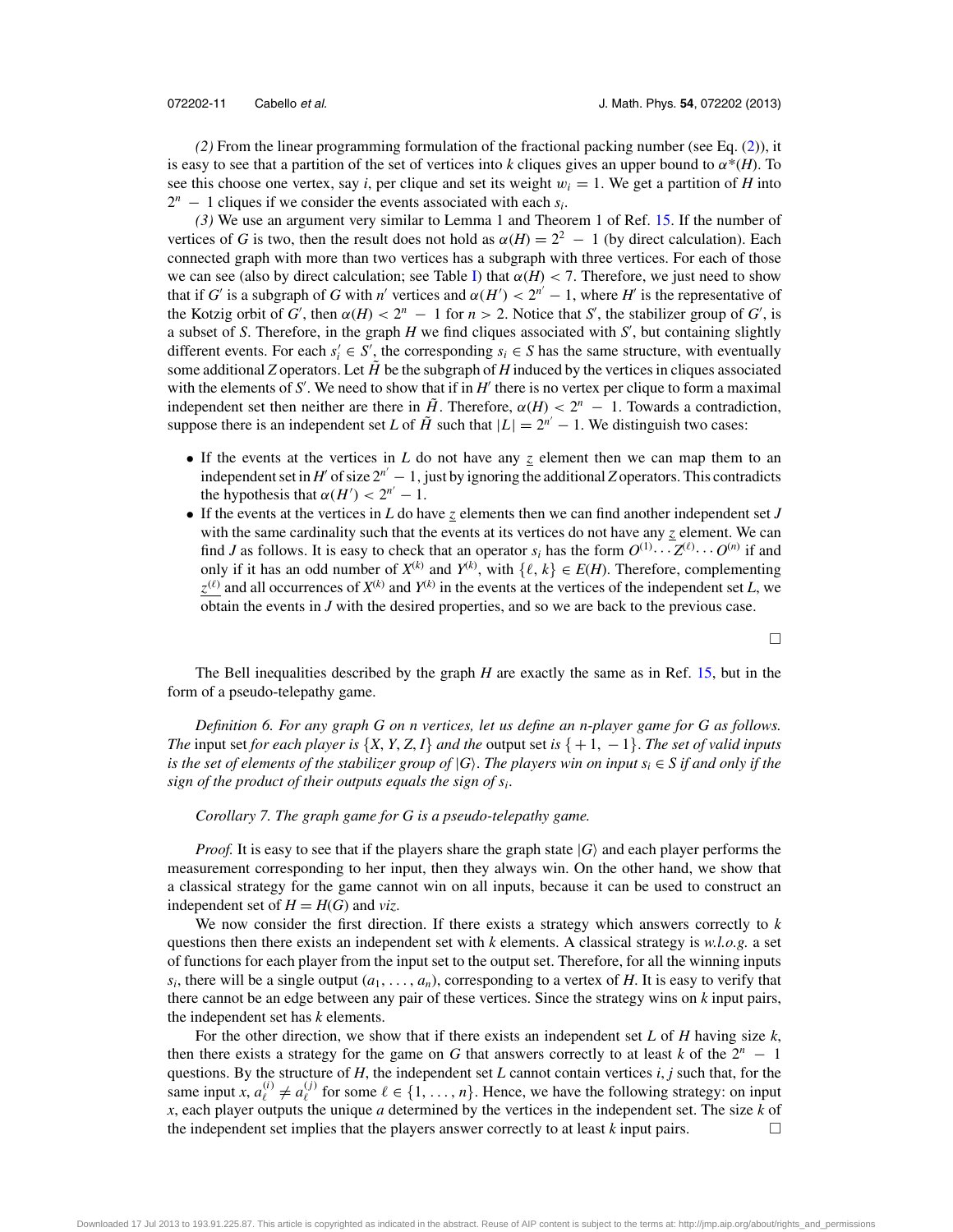*(2)* From the linear programming formulation of the fractional packing number (see Eq. (2)), it is easy to see that a partition of the set of vertices into $k$ cliques gives an upper bound to $\alpha^*(H)$. To see this choose one vertex, say $i$, per clique and set its weight $w_i = 1$. We get a partition of $H$ into $2^n - 1$ cliques if we consider the events associated with each $s_i$.

*(3)* We use an argument very similar to Lemma 1 and Theorem 1 of Ref. 15. If the number of vertices of $G$ is two, then the result does not hold as $\alpha(H) = 2^2 - 1$ (by direct calculation). Each connected graph with more than two vertices has a subgraph with three vertices. For each of those we can see (also by direct calculation; see Table I) that $\alpha(H) < 7$. Therefore, we just need to show that if $G'$ is a subgraph of $G$ with $n'$ vertices and $\alpha(H') < 2^{n'} - 1$, where $H'$ is the representative of the Kotzig orbit of $G'$, then $\alpha(H) < 2^n - 1$ for $n > 2$. Notice that $S'$, the stabilizer group of $G'$, is a subset of $S$. Therefore, in the graph $H$ we find cliques associated with $S'$, but containing slightly different events. For each $s'_i \in S'$, the corresponding $s_i \in S$ has the same structure, with eventually some additional $Z$ operators. Let $\tilde{H}$ be the subgraph of $H$ induced by the vertices in cliques associated with the elements of $S'$. We need to show that if in $H'$ there is no vertex per clique to form a maximal independent set then neither are there in $\tilde{H}$. Therefore, $\alpha(H) < 2^n - 1$. Towards a contradiction, suppose there is an independent set $L$ of $\tilde{H}$ such that $|L| = 2^{n'} - 1$. We distinguish two cases:

- If the events at the vertices in $L$ do not have any $\underline{z}$ element then we can map them to an independent set in $H'$ of size $2^{n'} - 1$, just by ignoring the additional $Z$ operators. This contradicts the hypothesis that $\alpha(H') < 2^{n'} - 1$.
- If the events at the vertices in $L$ do have $\underline{z}$ elements then we can find another independent set $J$ with the same cardinality such that the events at its vertices do not have any $\underline{z}$ element. We can find $J$ as follows. It is easy to check that an operator $s_i$ has the form $O^{(1)} \cdots Z^{(\ell)} \cdots O^{(n)}$ if and only if it has an odd number of $X^{(k)}$ and $Y^{(k)}$, with $\{\ell, k\} \in E(H)$. Therefore, complementing $\underline{z^{(\ell)}}$ and all occurrences of $X^{(k)}$ and $Y^{(k)}$ in the events at the vertices of the independent set $L$, we obtain the events in $J$ with the desired properties, and so we are back to the previous case.

□

The Bell inequalities described by the graph $H$ are exactly the same as in Ref. 15, but in the form of a pseudo-telepathy game.

*Definition 6. For any graph $G$ on $n$ vertices, let us define an $n$-player game for $G$ as follows. The* input set *for each player is $\{X, Y, Z, I\}$ and the* output set *is $\{+1, -1\}$. The set of valid inputs is the set of elements of the stabilizer group of $|G\rangle$. The players win on input $s_i \in S$ if and only if the sign of the product of their outputs equals the sign of $s_i$.*

*Corollary 7. The graph game for $G$ is a pseudo-telepathy game.*

*Proof.* It is easy to see that if the players share the graph state $|G\rangle$ and each player performs the measurement corresponding to her input, then they always win. On the other hand, we show that a classical strategy for the game cannot win on all inputs, because it can be used to construct an independent set of $H = H(G)$ and *viz.*

We now consider the first direction. If there exists a strategy which answers correctly to $k$ questions then there exists an independent set with $k$ elements. A classical strategy is *w.l.o.g.* a set of functions for each player from the input set to the output set. Therefore, for all the winning inputs $s_i$, there will be a single output $(a_1, \ldots, a_n)$, corresponding to a vertex of $H$. It is easy to verify that there cannot be an edge between any pair of these vertices. Since the strategy wins on $k$ input pairs, the independent set has $k$ elements.

For the other direction, we show that if there exists an independent set $L$ of $H$ having size $k$, then there exists a strategy for the game on $G$ that answers correctly to at least $k$ of the $2^n - 1$ questions. By the structure of $H$, the independent set $L$ cannot contain vertices $i, j$ such that, for the same input $x$, $a_\ell^{(i)} \neq a_\ell^{(j)}$ for some $\ell \in \{1, \ldots, n\}$. Hence, we have the following strategy: on input $x$, each player outputs the unique $a$ determined by the vertices in the independent set. The size $k$ of the independent set implies that the players answer correctly to at least $k$ input pairs. □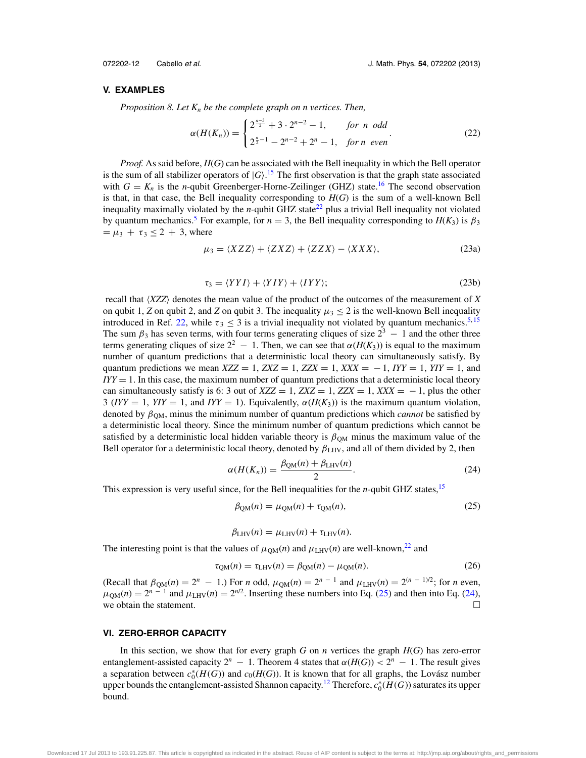## V. EXAMPLES

*Proposition 8. Let $K_n$ be the complete graph on n vertices. Then,*

$$\alpha(H(K_n)) = \begin{cases} 2^{\frac{n-3}{2}} + 3 \cdot 2^{n-2} - 1, & \text{for } n \text{ odd} \\ 2^{\frac{n}{2}-1} - 2^{n-2} + 2^n - 1, & \text{for } n \text{ even} \end{cases}. \tag{22}$$

*Proof.* As said before, $H(G)$ can be associated with the Bell inequality in which the Bell operator is the sum of all stabilizer operators of $|G\rangle$.[15] The first observation is that the graph state associated with $G = K_n$ is the $n$-qubit Greenberger-Horne-Zeilinger (GHZ) state.[16] The second observation is that, in that case, the Bell inequality corresponding to $H(G)$ is the sum of a well-known Bell inequality maximally violated by the $n$-qubit GHZ state[22] plus a trivial Bell inequality not violated by quantum mechanics.[5] For example, for $n = 3$, the Bell inequality corresponding to $H(K_3)$ is $\beta_3 = \mu_3 + \tau_3 \leq 2 + 3$, where

$$\mu_3 = \langle XZZ \rangle + \langle ZXZ \rangle + \langle ZZX \rangle - \langle XXX \rangle, \tag{23a}$$

$$\tau_3 = \langle YYI \rangle + \langle YIY \rangle + \langle IYY \rangle; \tag{23b}$$

recall that $\langle XZZ \rangle$ denotes the mean value of the product of the outcomes of the measurement of $X$ on qubit 1, $Z$ on qubit 2, and $Z$ on qubit 3. The inequality $\mu_3 \leq 2$ is the well-known Bell inequality introduced in Ref. 22, while $\tau_3 \leq 3$ is a trivial inequality not violated by quantum mechanics.[5,15] The sum $\beta_3$ has seven terms, with four terms generating cliques of size $2^3 - 1$ and the other three terms generating cliques of size $2^2 - 1$. Then, we can see that $\alpha(H(K_3))$ is equal to the maximum number of quantum predictions that a deterministic local theory can simultaneously satisfy. By quantum predictions we mean $XZZ = 1$, $ZXZ = 1$, $ZZX = 1$, $XXX = -1$, $IYY = 1$, $YIY = 1$, and $IYY = 1$. In this case, the maximum number of quantum predictions that a deterministic local theory can simultaneously satisfy is 6: 3 out of $XZZ = 1$, $ZXZ = 1$, $ZZX = 1$, $XXX = -1$, plus the other 3 ($IYY = 1$, $YIY = 1$, and $IYY = 1$). Equivalently, $\alpha(H(K_3))$ is the maximum quantum violation, denoted by $\beta_{\text{QM}}$, minus the minimum number of quantum predictions which *cannot* be satisfied by a deterministic local theory. Since the minimum number of quantum predictions which cannot be satisfied by a deterministic local hidden variable theory is $\beta_{\text{QM}}$ minus the maximum value of the Bell operator for a deterministic local theory, denoted by $\beta_{\text{LHV}}$, and all of them divided by 2, then

$$\alpha(H(K_n)) = \frac{\beta_{\text{QM}}(n) + \beta_{\text{LHV}}(n)}{2}. \tag{24}$$

This expression is very useful since, for the Bell inequalities for the $n$-qubit GHZ states,[15]

$$\beta_{\text{QM}}(n) = \mu_{\text{QM}}(n) + \tau_{\text{QM}}(n), \tag{25}$$

$$\beta_{\text{LHV}}(n) = \mu_{\text{LHV}}(n) + \tau_{\text{LHV}}(n).$$

The interesting point is that the values of $\mu_{\text{QM}}(n)$ and $\mu_{\text{LHV}}(n)$ are well-known,[22] and

$$\tau_{\text{QM}}(n) = \tau_{\text{LHV}}(n) = \beta_{\text{QM}}(n) - \mu_{\text{QM}}(n). \tag{26}$$

(Recall that $\beta_{\text{QM}}(n) = 2^n - 1$.) For $n$ odd, $\mu_{\text{QM}}(n) = 2^{n-1}$ and $\mu_{\text{LHV}}(n) = 2^{(n-1)/2}$; for $n$ even, $\mu_{\text{QM}}(n) = 2^{n-1}$ and $\mu_{\text{LHV}}(n) = 2^{n/2}$. Inserting these numbers into Eq. (25) and then into Eq. (24), we obtain the statement. □

## VI. ZERO-ERROR CAPACITY

In this section, we show that for every graph $G$ on $n$ vertices the graph $H(G)$ has zero-error entanglement-assisted capacity $2^n - 1$. Theorem 4 states that $\alpha(H(G)) < 2^n - 1$. The result gives a separation between $c_0^*(H(G))$ and $c_0(H(G))$. It is known that for all graphs, the Lovász number upper bounds the entanglement-assisted Shannon capacity.[12] Therefore, $c_0^*(H(G))$ saturates its upper bound.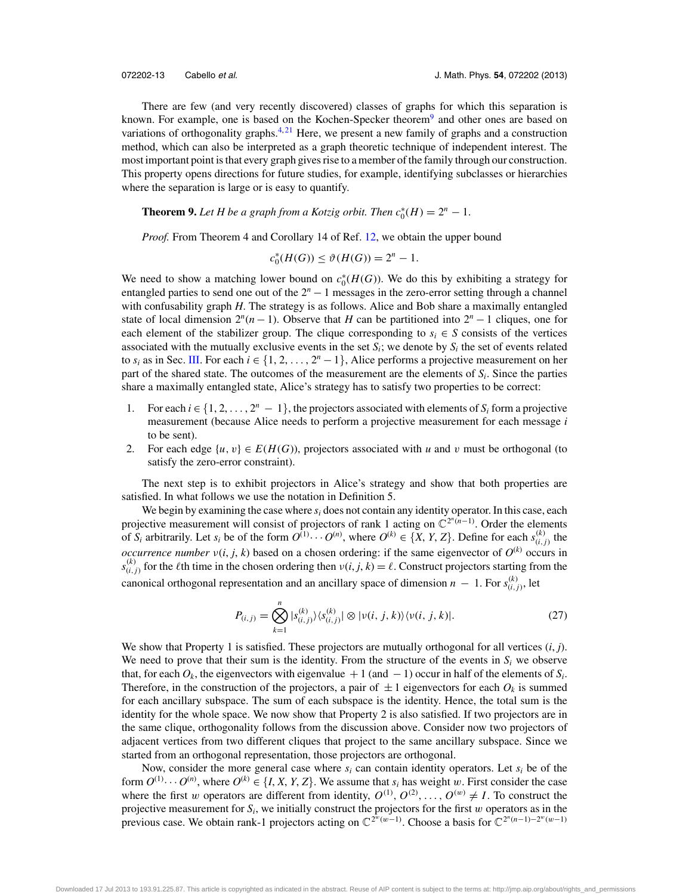There are few (and very recently discovered) classes of graphs for which this separation is known. For example, one is based on the Kochen-Specker theorem[9] and other ones are based on variations of orthogonality graphs.[4,21] Here, we present a new family of graphs and a construction method, which can also be interpreted as a graph theoretic technique of independent interest. The most important point is that every graph gives rise to a member of the family through our construction. This property opens directions for future studies, for example, identifying subclasses or hierarchies where the separation is large or is easy to quantify.

**Theorem 9.** *Let $H$ be a graph from a Kotzig orbit. Then $c_0^*(H) = 2^n - 1$.*

*Proof.* From Theorem 4 and Corollary 14 of Ref. 12, we obtain the upper bound

$$c_0^*(H(G)) \leq \vartheta(H(G)) = 2^n - 1.$$

We need to show a matching lower bound on $c_0^*(H(G))$. We do this by exhibiting a strategy for entangled parties to send one out of the $2^n - 1$ messages in the zero-error setting through a channel with confusability graph $H$. The strategy is as follows. Alice and Bob share a maximally entangled state of local dimension $2^n(n-1)$. Observe that $H$ can be partitioned into $2^n - 1$ cliques, one for each element of the stabilizer group. The clique corresponding to $s_i \in S$ consists of the vertices associated with the mutually exclusive events in the set $S_i$; we denote by $S_i$ the set of events related to $s_i$ as in Sec. III. For each $i \in \{1, 2, \ldots, 2^n - 1\}$, Alice performs a projective measurement on her part of the shared state. The outcomes of the measurement are the elements of $S_i$. Since the parties share a maximally entangled state, Alice's strategy has to satisfy two properties to be correct:

1. For each $i \in \{1, 2, \ldots, 2^n - 1\}$, the projectors associated with elements of $S_i$ form a projective measurement (because Alice needs to perform a projective measurement for each message $i$ to be sent).
2. For each edge $\{u, v\} \in E(H(G))$, projectors associated with $u$ and $v$ must be orthogonal (to satisfy the zero-error constraint).

The next step is to exhibit projectors in Alice's strategy and show that both properties are satisfied. In what follows we use the notation in Definition 5.

We begin by examining the case where $s_i$ does not contain any identity operator. In this case, each projective measurement will consist of projectors of rank 1 acting on $\mathbb{C}^{2^n(n-1)}$. Order the elements of $S_i$ arbitrarily. Let $s_i$ be of the form $O^{(1)} \cdots O^{(n)}$, where $O^{(k)} \in \{X, Y, Z\}$. Define for each $s_{(i,j)}^{(k)}$ the *occurrence number* $\nu(i, j, k)$ based on a chosen ordering: if the same eigenvector of $O^{(k)}$ occurs in $s_{(i,j)}^{(k)}$ for the $\ell$th time in the chosen ordering then $\nu(i, j, k) = \ell$. Construct projectors starting from the canonical orthogonal representation and an ancillary space of dimension $n - 1$. For $s_{(i,j)}^{(k)}$, let

$$P_{(i,j)} = \bigotimes_{k=1}^{n} |s_{(i,j)}^{(k)}\rangle\langle s_{(i,j)}^{(k)}| \otimes |\nu(i, j, k)\rangle\langle \nu(i, j, k)|. \tag{27}$$

We show that Property 1 is satisfied. These projectors are mutually orthogonal for all vertices $(i, j)$. We need to prove that their sum is the identity. From the structure of the events in $S_i$ we observe that, for each $O_k$, the eigenvectors with eigenvalue $+1$ (and $-1$) occur in half of the elements of $S_i$. Therefore, in the construction of the projectors, a pair of $\pm 1$ eigenvectors for each $O_k$ is summed for each ancillary subspace. The sum of each subspace is the identity. Hence, the total sum is the identity for the whole space. We now show that Property 2 is also satisfied. If two projectors are in the same clique, orthogonality follows from the discussion above. Consider now two projectors of adjacent vertices from two different cliques that project to the same ancillary subspace. Since we started from an orthogonal representation, those projectors are orthogonal.

Now, consider the more general case where $s_i$ can contain identity operators. Let $s_i$ be of the form $O^{(1)} \cdots O^{(n)}$, where $O^{(k)} \in \{I, X, Y, Z\}$. We assume that $s_i$ has weight $w$. First consider the case where the first $w$ operators are different from identity, $O^{(1)}, O^{(2)}, \ldots, O^{(w)} \neq I$. To construct the projective measurement for $S_i$, we initially construct the projectors for the first $w$ operators as in the previous case. We obtain rank-1 projectors acting on $\mathbb{C}^{2^w(w-1)}$. Choose a basis for $\mathbb{C}^{2^n(n-1) - 2^w(w-1)}$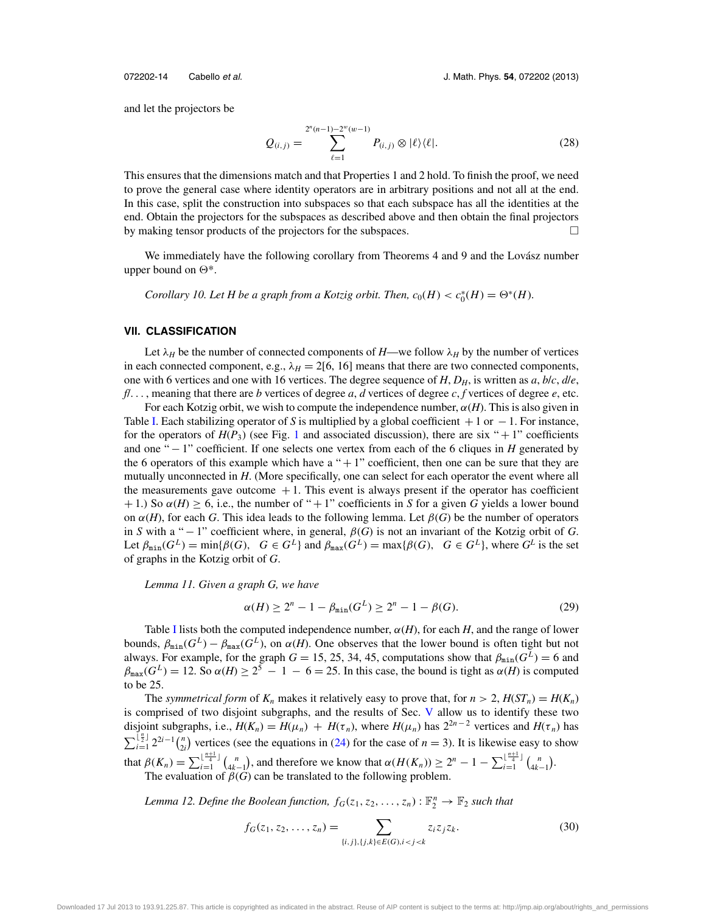and let the projectors be

$$Q_{(i,j)} = \sum_{\ell=1}^{2^n(n-1)-2^w(w-1)} P_{(i,j)} \otimes |\ell\rangle\langle\ell|. \tag{28}$$

This ensures that the dimensions match and that Properties 1 and 2 hold. To finish the proof, we need to prove the general case where identity operators are in arbitrary positions and not all at the end. In this case, split the construction into subspaces so that each subspace has all the identities at the end. Obtain the projectors for the subspaces as described above and then obtain the final projectors by making tensor products of the projectors for the subspaces. □

We immediately have the following corollary from Theorems 4 and 9 and the Lovász number upper bound on $\Theta^*$.

*Corollary 10. Let $H$ be a graph from a Kotzig orbit. Then, $c_0(H) < c_0^*(H) = \Theta^*(H)$.*

## VII. CLASSIFICATION

Let $\lambda_H$ be the number of connected components of $H$—we follow $\lambda_H$ by the number of vertices in each connected component, e.g., $\lambda_H = 2[6, 16]$ means that there are two connected components, one with 6 vertices and one with 16 vertices. The degree sequence of $H$, $D_H$, is written as $a$, $b/c$, $d/e$, $f/\ldots$, meaning that there are $b$ vertices of degree $a$, $d$ vertices of degree $c$, $f$ vertices of degree $e$, etc.

For each Kotzig orbit, we wish to compute the independence number, $\alpha(H)$. This is also given in Table I. Each stabilizing operator of $S$ is multiplied by a global coefficient $+1$ or $-1$. For instance, for the operators of $H(P_3)$ (see Fig. 1 and associated discussion), there are six "$+1$" coefficients and one "$-1$" coefficient. If one selects one vertex from each of the 6 cliques in $H$ generated by the 6 operators of this example which have a "$+1$" coefficient, then one can be sure that they are mutually unconnected in $H$. (More specifically, one can select for each operator the event where all the measurements gave outcome $+1$. This event is always present if the operator has coefficient $+1$.) So $\alpha(H) \geq 6$, i.e., the number of "$+1$" coefficients in $S$ for a given $G$ yields a lower bound on $\alpha(H)$, for each $G$. This idea leads to the following lemma. Let $\beta(G)$ be the number of operators in $S$ with a "$-1$" coefficient where, in general, $\beta(G)$ is not an invariant of the Kotzig orbit of $G$. Let $\beta_{\min}(G^L) = \min\{\beta(G),\ \ G \in G^L\}$ and $\beta_{\max}(G^L) = \max\{\beta(G),\ \ G \in G^L\}$, where $G^L$ is the set of graphs in the Kotzig orbit of $G$.

*Lemma 11. Given a graph $G$, we have*

$$\alpha(H) \geq 2^n - 1 - \beta_{\min}(G^L) \geq 2^n - 1 - \beta(G). \tag{29}$$

Table I lists both the computed independence number, $\alpha(H)$, for each $H$, and the range of lower bounds, $\beta_{\min}(G^L) - \beta_{\max}(G^L)$, on $\alpha(H)$. One observes that the lower bound is often tight but not always. For example, for the graph $G = 15, 25, 34, 45$, computations show that $\beta_{\min}(G^L) = 6$ and $\beta_{\max}(G^L) = 12$. So $\alpha(H) \geq 2^5 - 1 - 6 = 25$. In this case, the bound is tight as $\alpha(H)$ is computed to be 25.

The *symmetrical form* of $K_n$ makes it relatively easy to prove that, for $n > 2$, $H(ST_n) = H(K_n)$ is comprised of two disjoint subgraphs, and the results of Sec. V allow us to identify these two disjoint subgraphs, i.e., $H(K_n) = H(\mu_n) + H(\tau_n)$, where $H(\mu_n)$ has $2^{2n-2}$ vertices and $H(\tau_n)$ has $\sum_{i=1}^{\lfloor \frac{n}{2} \rfloor} 2^{2i-1}\binom{n}{2i}$ vertices (see the equations in (24) for the case of $n = 3$). It is likewise easy to show that $\beta(K_n) = \sum_{i=1}^{\lfloor \frac{n+1}{4} \rfloor} \binom{n}{4k-1}$, and therefore we know that $\alpha(H(K_n)) \geq 2^n - 1 - \sum_{i=1}^{\lfloor \frac{n+1}{4} \rfloor} \binom{n}{4k-1}$.

The evaluation of $\beta(G)$ can be translated to the following problem.

*Lemma 12. Define the Boolean function, $f_G(z_1, z_2, \ldots, z_n) : \mathbb{F}_2^n \to \mathbb{F}_2$ such that*

$$f_G(z_1, z_2, \ldots, z_n) = \sum_{\{i,j\},\{j,k\} \in E(G), i<j<k} z_i z_j z_k. \tag{30}$$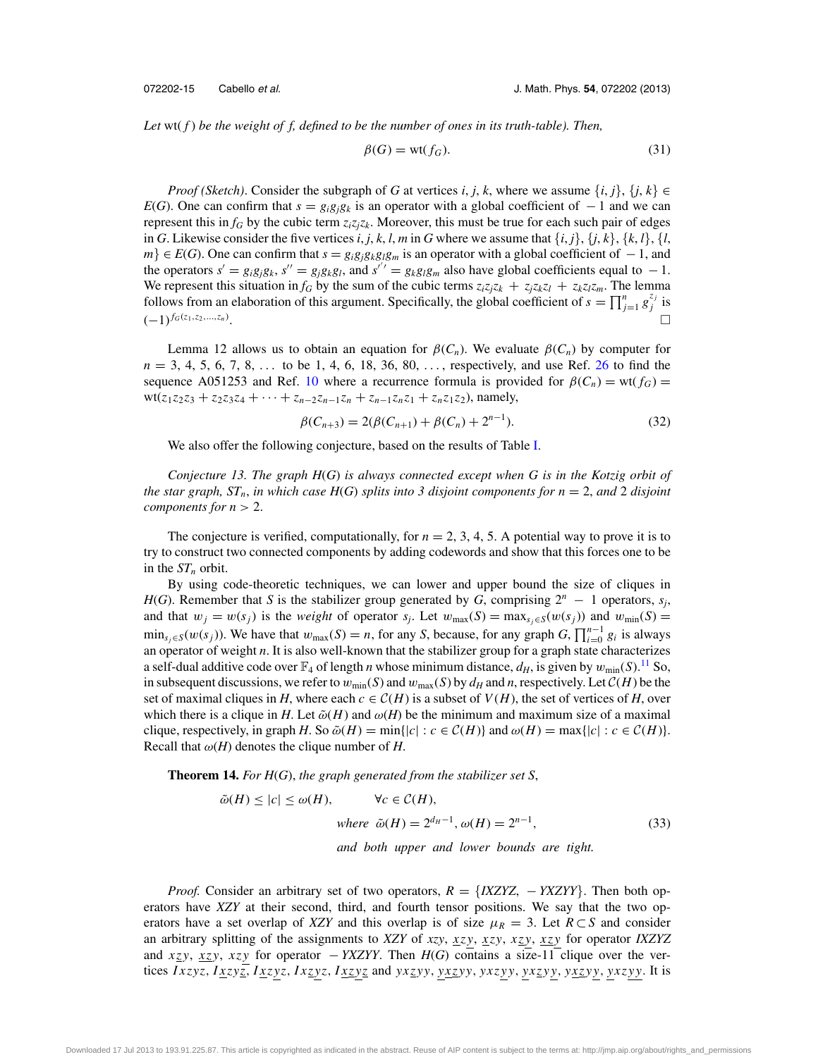*Let* wt($f$) *be the weight of f, defined to be the number of ones in its truth-table). Then,*

$$\beta(G) = \text{wt}(f_G). \tag{31}$$

*Proof (Sketch).* Consider the subgraph of $G$ at vertices $i, j, k$, where we assume $\{i, j\}, \{j, k\} \in E(G)$. One can confirm that $s = g_i g_j g_k$ is an operator with a global coefficient of $-1$ and we can represent this in $f_G$ by the cubic term $z_i z_j z_k$. Moreover, this must be true for each such pair of edges in $G$. Likewise consider the five vertices $i, j, k, l, m$ in $G$ where we assume that $\{i, j\}, \{j, k\}, \{k, l\}, \{l, m\} \in E(G)$. One can confirm that $s = g_i g_j g_k g_l g_m$ is an operator with a global coefficient of $-1$, and the operators $s' = g_i g_j g_k$, $s'' = g_j g_k g_l$, and $s'' = g_k g_l g_m$ also have global coefficients equal to $-1$. We represent this situation in $f_G$ by the sum of the cubic terms $z_i z_j z_k + z_j z_k z_l + z_k z_l z_m$. The lemma follows from an elaboration of this argument. Specifically, the global coefficient of $s = \prod_{j=1}^{n} g_j^{z_j}$ is $(-1)^{f_G(z_1, z_2, \ldots, z_n)}$. □

Lemma 12 allows us to obtain an equation for $\beta(C_n)$. We evaluate $\beta(C_n)$ by computer for $n = 3, 4, 5, 6, 7, 8, \ldots$ to be 1, 4, 6, 18, 36, 80, …, respectively, and use Ref. 26 to find the sequence A051253 and Ref. 10 where a recurrence formula is provided for $\beta(C_n) = \text{wt}(f_G) = \text{wt}(z_1 z_2 z_3 + z_2 z_3 z_4 + \cdots + z_{n-2} z_{n-1} z_n + z_{n-1} z_n z_1 + z_n z_1 z_2)$, namely,

$$\beta(C_{n+3}) = 2(\beta(C_{n+1}) + \beta(C_n) + 2^{n-1}). \tag{32}$$

We also offer the following conjecture, based on the results of Table I.

*Conjecture 13. The graph $H(G)$ is always connected except when $G$ is in the Kotzig orbit of the star graph, $ST_n$, in which case $H(G)$ splits into 3 disjoint components for $n = 2$, and 2 disjoint components for $n > 2$.*

The conjecture is verified, computationally, for $n = 2, 3, 4, 5$. A potential way to prove it is to try to construct two connected components by adding codewords and show that this forces one to be in the $ST_n$ orbit.

By using code-theoretic techniques, we can lower and upper bound the size of cliques in $H(G)$. Remember that $S$ is the stabilizer group generated by $G$, comprising $2^n - 1$ operators, $s_j$, and that $w_j = w(s_j)$ is the *weight* of operator $s_j$. Let $w_{\max}(S) = \max_{s_j \in S}(w(s_j))$ and $w_{\min}(S) = \min_{s_j \in S}(w(s_j))$. We have that $w_{\max}(S) = n$, for any $S$, because, for any graph $G$, $\prod_{i=0}^{n-1} g_i$ is always an operator of weight $n$. It is also well-known that the stabilizer group for a graph state characterizes a self-dual additive code over $\mathbb{F}_4$ of length $n$ whose minimum distance, $d_H$, is given by $w_{\min}(S)$.[11] So, in subsequent discussions, we refer to $w_{\min}(S)$ and $w_{\max}(S)$ by $d_H$ and $n$, respectively. Let $\mathcal{C}(H)$ be the set of maximal cliques in $H$, where each $c \in \mathcal{C}(H)$ is a subset of $V(H)$, the set of vertices of $H$, over which there is a clique in $H$. Let $\tilde{\omega}(H)$ and $\omega(H)$ be the minimum and maximum size of a maximal clique, respectively, in graph $H$. So $\tilde{\omega}(H) = \min\{|c| : c \in \mathcal{C}(H)\}$ and $\omega(H) = \max\{|c| : c \in \mathcal{C}(H)\}$. Recall that $\omega(H)$ denotes the clique number of $H$.

**Theorem 14.** *For $H(G)$, the graph generated from the stabilizer set $S$,*

$$\begin{aligned} \tilde{\omega}(H) \leq |c| \leq \omega(H), \qquad & \forall c \in \mathcal{C}(H), \\ & \textit{where } \tilde{\omega}(H) = 2^{d_H - 1}, \omega(H) = 2^{n-1}, \\ & \textit{and both upper and lower bounds are tight.} \end{aligned} \tag{33}$$

*Proof.* Consider an arbitrary set of two operators, $R = \{IXZYZ, -YXZYY\}$. Then both operators have $XZY$ at their second, third, and fourth tensor positions. We say that the two operators have a set overlap of $XZY$ and this overlap is of size $\mu_R = 3$. Let $R \subset S$ and consider an arbitrary splitting of the assignments to $XZY$ of $xzy$, $\underline{xz}y$, $\underline{x}zy$, $x\underline{zy}$, $\underline{xzy}$ for operator $IXZYZ$ and $x\underline{z}y$, $\underline{xz}y$, $xz\underline{y}$ for operator $-YXZYY$. Then $H(G)$ contains a size-11 clique over the vertices $Ixzyz$, $I\underline{xzyz}$, $I\underline{xz}yz$, $Ix\underline{zy}z$, $I\underline{xzyz}$ and $yxzyy$, $\underline{yxz}yy$, $yxz\underline{y}y$, $\underline{y}xz\underline{y}y$, $y\underline{xz}y\underline{y}$, $yxz\underline{yy}$. It is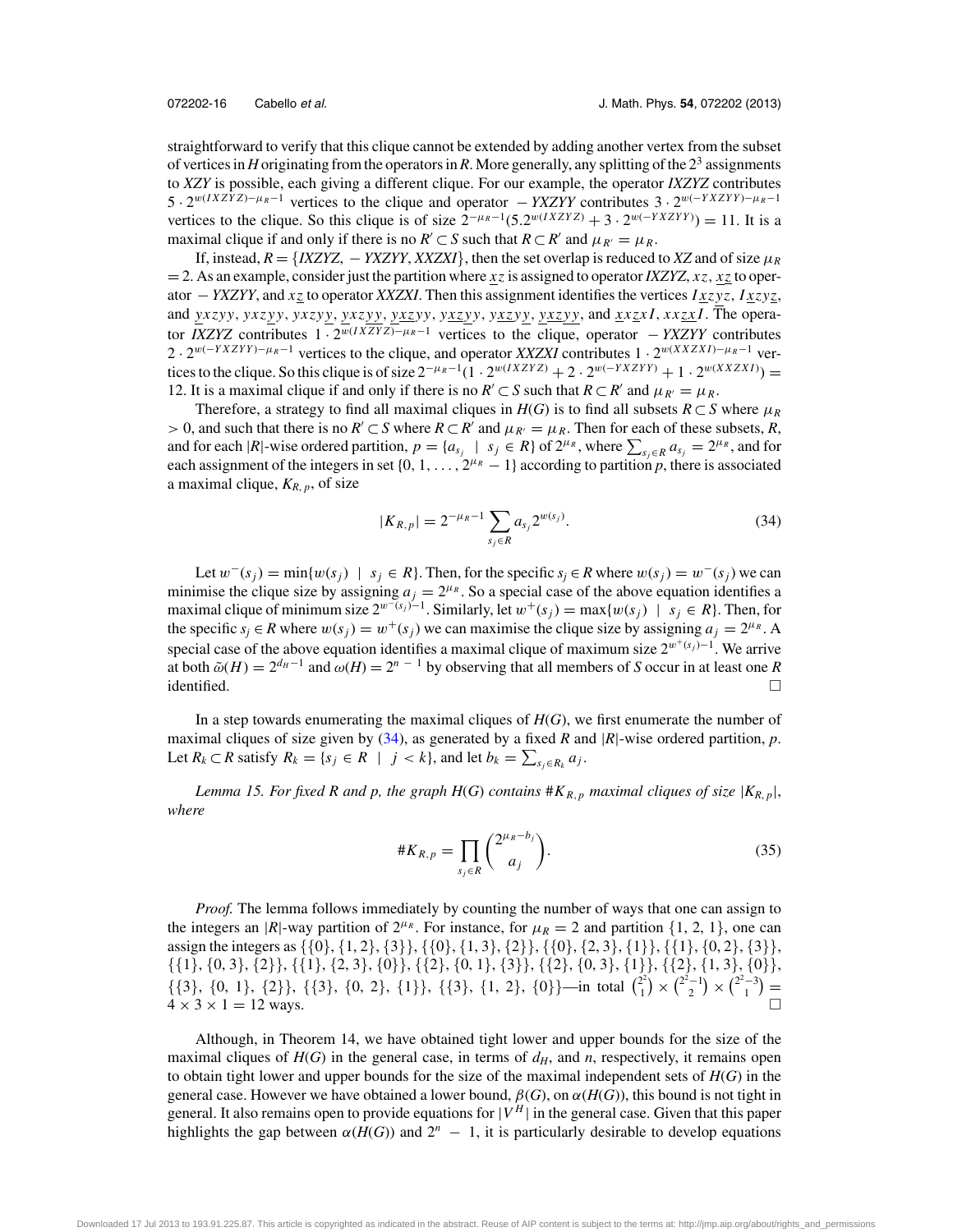straightforward to verify that this clique cannot be extended by adding another vertex from the subset of vertices in $H$ originating from the operators in $R$. More generally, any splitting of the $2^3$ assignments to *XZY* is possible, each giving a different clique. For our example, the operator *IXZYZ* contributes $5 \cdot 2^{w(IXZYZ)-\mu_R-1}$ vertices to the clique and operator $-YXZYY$ contributes $3 \cdot 2^{w(-YXZYY)-\mu_R-1}$ vertices to the clique. So this clique is of size $2^{-\mu_R-1}(5.2^{w(IXZYZ)} + 3 \cdot 2^{w(-YXZYY)}) = 11$. It is a maximal clique if and only if there is no $R' \subset S$ such that $R \subset R'$ and $\mu_{R'} = \mu_R$.

If, instead, $R = \{IXZYZ, -YXZYY, XXZXI\}$, then the set overlap is reduced to *XZ* and of size $\mu_R = 2$. As an example, consider just the partition where $\underline{xz}$ is assigned to operator *IXZYZ*, $xz$, $x\underline{z}$ to operator $-YXZYY$, and $x\underline{z}$ to operator *XXZXI*. Then this assignment identifies the vertices $I\underline{xz}yz$, $I\underline{xz}y\underline{z}$, and $yxzyy$, $yxzy\underline{y}$, $yxzy\underline{y}$, $\underline{y}xzyy$, $\underline{y}x\underline{z}yy$, $yx\underline{z}yy$, $yx\underline{z}yy$, $\underline{y}x\underline{z}yy$, and $xx\underline{z}xI$, $xx\underline{zx}I$. The operator *IXZYZ* contributes $1 \cdot 2^{w(IXZYZ)-\mu_R-1}$ vertices to the clique, operator $-YXZYY$ contributes $2 \cdot 2^{w(-YXZYY)-\mu_R-1}$ vertices to the clique, and operator *XXZXI* contributes $1 \cdot 2^{w(XXZXI)-\mu_R-1}$ vertices to the clique. So this clique is of size $2^{-\mu_R-1}(1 \cdot 2^{w(IXZYZ)} + 2 \cdot 2^{w(-YXZYY)} + 1 \cdot 2^{w(XXZXI)}) = 12$. It is a maximal clique if and only if there is no $R' \subset S$ such that $R \subset R'$ and $\mu_{R'} = \mu_R$.

Therefore, a strategy to find all maximal cliques in $H(G)$ is to find all subsets $R \subset S$ where $\mu_R > 0$, and such that there is no $R' \subset S$ where $R \subset R'$ and $\mu_{R'} = \mu_R$. Then for each of these subsets, $R$, and for each $|R|$-wise ordered partition, $p = \{a_{s_j} \mid s_j \in R\}$ of $2^{\mu_R}$, where $\sum_{s_j \in R} a_{s_j} = 2^{\mu_R}$, and for each assignment of the integers in set $\{0, 1, \ldots, 2^{\mu_R} - 1\}$ according to partition $p$, there is associated a maximal clique, $K_{R,p}$, of size

$$|K_{R,p}| = 2^{-\mu_R-1} \sum_{s_j \in R} a_{s_j} 2^{w(s_j)}. \tag{34}$$

Let $w^-(s_j) = \min\{w(s_j) \mid s_j \in R\}$. Then, for the specific $s_j \in R$ where $w(s_j) = w^-(s_j)$ we can minimise the clique size by assigning $a_j = 2^{\mu_R}$. So a special case of the above equation identifies a maximal clique of minimum size $2^{w^-(s_j)-1}$. Similarly, let $w^+(s_j) = \max\{w(s_j) \mid s_j \in R\}$. Then, for the specific $s_j \in R$ where $w(s_j) = w^+(s_j)$ we can maximise the clique size by assigning $a_j = 2^{\mu_R}$. A special case of the above equation identifies a maximal clique of maximum size $2^{w^+(s_j)-1}$. We arrive at both $\tilde{\omega}(H) = 2^{d_H-1}$ and $\omega(H) = 2^{n-1}$ by observing that all members of $S$ occur in at least one $R$ identified. $\square$

In a step towards enumerating the maximal cliques of $H(G)$, we first enumerate the number of maximal cliques of size given by (34), as generated by a fixed $R$ and $|R|$-wise ordered partition, $p$. Let $R_k \subset R$ satisfy $R_k = \{s_j \in R \mid j < k\}$, and let $b_k = \sum_{s_j \in R_k} a_j$.

*Lemma 15. For fixed R and p, the graph H(G) contains $\#K_{R,p}$ maximal cliques of size $|K_{R,p}|$, where*

$$\#K_{R,p} = \prod_{s_j \in R} \binom{2^{\mu_R - b_j}}{a_j}. \tag{35}$$

*Proof.* The lemma follows immediately by counting the number of ways that one can assign to the integers an $|R|$-way partition of $2^{\mu_R}$. For instance, for $\mu_R = 2$ and partition $\{1, 2, 1\}$, one can assign the integers as $\{\{0\}, \{1, 2\}, \{3\}\}$, $\{\{0\}, \{1, 3\}, \{2\}\}$, $\{\{0\}, \{2, 3\}, \{1\}\}$, $\{\{1\}, \{0, 2\}, \{3\}\}$, $\{\{1\}, \{0, 3\}, \{2\}\}$, $\{\{1\}, \{2, 3\}, \{0\}\}$, $\{\{2\}, \{0, 1\}, \{3\}\}$, $\{\{2\}, \{0, 3\}, \{1\}\}$, $\{\{2\}, \{1, 3\}, \{0\}\}$, $\{\{3\}, \{0, 1\}, \{2\}\}$, $\{\{3\}, \{0, 2\}, \{1\}\}$, $\{\{3\}, \{1, 2\}, \{0\}\}$—in total $\binom{2^2}{1} \times \binom{2^2-1}{2} \times \binom{2^2-3}{1} = 4 \times 3 \times 1 = 12$ ways. $\square$

Although, in Theorem 14, we have obtained tight lower and upper bounds for the size of the maximal cliques of $H(G)$ in the general case, in terms of $d_H$, and $n$, respectively, it remains open to obtain tight lower and upper bounds for the size of the maximal independent sets of $H(G)$ in the general case. However we have obtained a lower bound, $\beta(G)$, on $\alpha(H(G))$, this bound is not tight in general. It also remains open to provide equations for $|V^H|$ in the general case. Given that this paper highlights the gap between $\alpha(H(G))$ and $2^n - 1$, it is particularly desirable to develop equations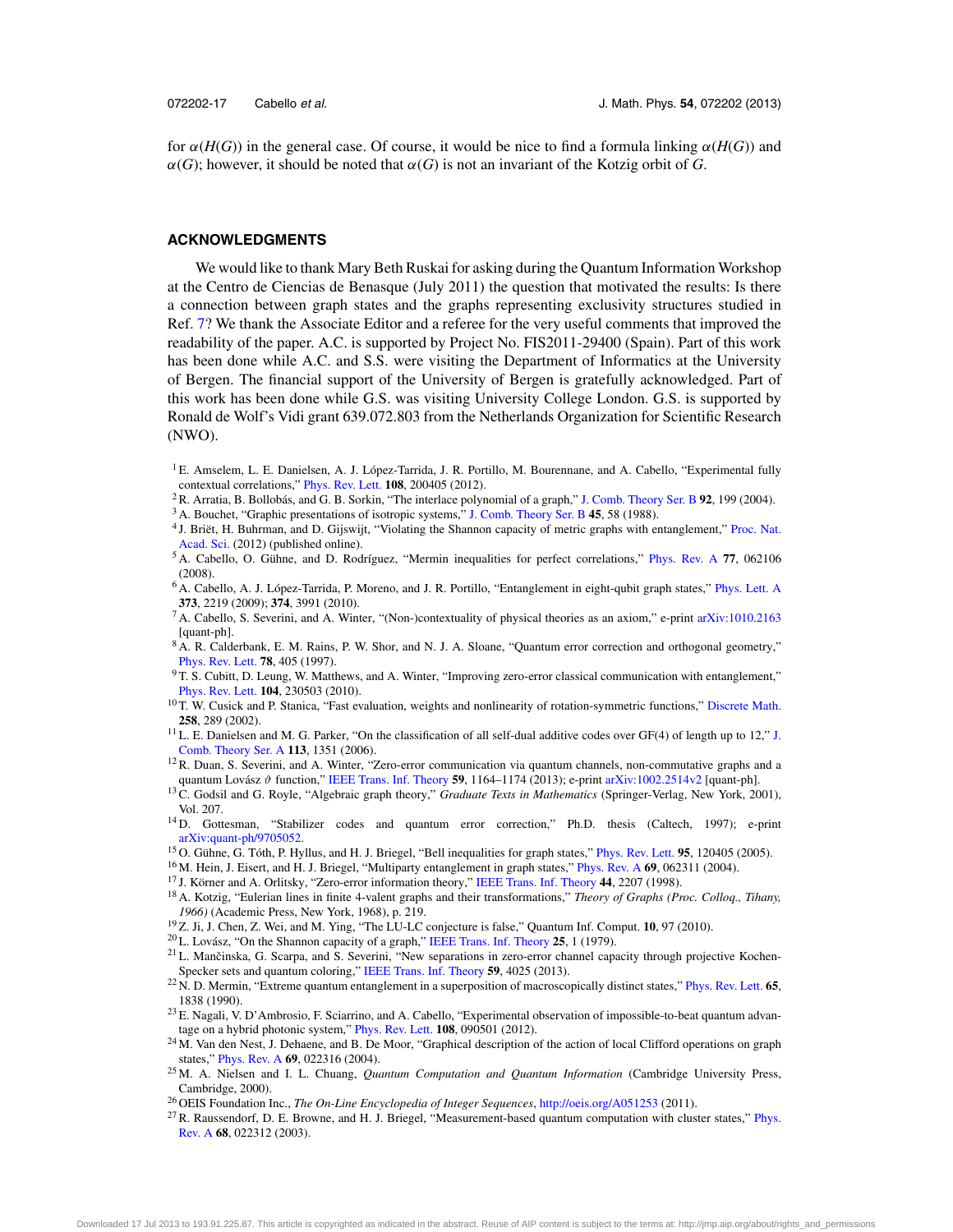for $\alpha(H(G))$ in the general case. Of course, it would be nice to find a formula linking $\alpha(H(G))$ and $\alpha(G)$; however, it should be noted that $\alpha(G)$ is not an invariant of the Kotzig orbit of $G$.

## ACKNOWLEDGMENTS

We would like to thank Mary Beth Ruskai for asking during the Quantum Information Workshop at the Centro de Ciencias de Benasque (July 2011) the question that motivated the results: Is there a connection between graph states and the graphs representing exclusivity structures studied in Ref. 7? We thank the Associate Editor and a referee for the very useful comments that improved the readability of the paper. A.C. is supported by Project No. FIS2011-29400 (Spain). Part of this work has been done while A.C. and S.S. were visiting the Department of Informatics at the University of Bergen. The financial support of the University of Bergen is gratefully acknowledged. Part of this work has been done while G.S. was visiting University College London. G.S. is supported by Ronald de Wolf's Vidi grant 639.072.803 from the Netherlands Organization for Scientific Research (NWO).

[1] E. Amselem, L. E. Danielsen, A. J. López-Tarrida, J. R. Portillo, M. Bourennane, and A. Cabello, "Experimental fully contextual correlations," Phys. Rev. Lett. **108**, 200405 (2012).

[2] R. Arratia, B. Bollobás, and G. B. Sorkin, "The interlace polynomial of a graph," J. Comb. Theory Ser. B **92**, 199 (2004).

[3] A. Bouchet, "Graphic presentations of isotropic systems," J. Comb. Theory Ser. B **45**, 58 (1988).

[4] J. Briët, H. Buhrman, and D. Gijswijt, "Violating the Shannon capacity of metric graphs with entanglement," Proc. Nat. Acad. Sci. (2012) (published online).

[5] A. Cabello, O. Gühne, and D. Rodríguez, "Mermin inequalities for perfect correlations," Phys. Rev. A **77**, 062106 (2008).

[6] A. Cabello, A. J. López-Tarrida, P. Moreno, and J. R. Portillo, "Entanglement in eight-qubit graph states," Phys. Lett. A **373**, 2219 (2009); **374**, 3991 (2010).

[7] A. Cabello, S. Severini, and A. Winter, "(Non-)contextuality of physical theories as an axiom," e-print arXiv:1010.2163 [quant-ph].

[8] A. R. Calderbank, E. M. Rains, P. W. Shor, and N. J. A. Sloane, "Quantum error correction and orthogonal geometry," Phys. Rev. Lett. **78**, 405 (1997).

[9] T. S. Cubitt, D. Leung, W. Matthews, and A. Winter, "Improving zero-error classical communication with entanglement," Phys. Rev. Lett. **104**, 230503 (2010).

[10] T. W. Cusick and P. Stanica, "Fast evaluation, weights and nonlinearity of rotation-symmetric functions," Discrete Math. **258**, 289 (2002).

[11] L. E. Danielsen and M. G. Parker, "On the classification of all self-dual additive codes over GF(4) of length up to 12," J. Comb. Theory Ser. A **113**, 1351 (2006).

[12] R. Duan, S. Severini, and A. Winter, "Zero-error communication via quantum channels, non-commutative graphs and a quantum Lovász $\vartheta$ function," IEEE Trans. Inf. Theory **59**, 1164–1174 (2013); e-print arXiv:1002.2514v2 [quant-ph].

[13] C. Godsil and G. Royle, "Algebraic graph theory," *Graduate Texts in Mathematics* (Springer-Verlag, New York, 2001), Vol. 207.

[14] D. Gottesman, "Stabilizer codes and quantum error correction," Ph.D. thesis (Caltech, 1997); e-print arXiv:quant-ph/9705052.

[15] O. Gühne, G. Tóth, P. Hyllus, and H. J. Briegel, "Bell inequalities for graph states," Phys. Rev. Lett. **95**, 120405 (2005).

[16] M. Hein, J. Eisert, and H. J. Briegel, "Multiparty entanglement in graph states," Phys. Rev. A **69**, 062311 (2004).

[17] J. Körner and A. Orlitsky, "Zero-error information theory," IEEE Trans. Inf. Theory **44**, 2207 (1998).

[18] A. Kotzig, "Eulerian lines in finite 4-valent graphs and their transformations," *Theory of Graphs (Proc. Colloq., Tihany, 1966)* (Academic Press, New York, 1968), p. 219.

[19] Z. Ji, J. Chen, Z. Wei, and M. Ying, "The LU-LC conjecture is false," Quantum Inf. Comput. **10**, 97 (2010).

[20] L. Lovász, "On the Shannon capacity of a graph," IEEE Trans. Inf. Theory **25**, 1 (1979).

[21] L. Mančinska, G. Scarpa, and S. Severini, "New separations in zero-error channel capacity through projective Kochen-Specker sets and quantum coloring," IEEE Trans. Inf. Theory **59**, 4025 (2013).

[22] N. D. Mermin, "Extreme quantum entanglement in a superposition of macroscopically distinct states," Phys. Rev. Lett. **65**, 1838 (1990).

[23] E. Nagali, V. D'Ambrosio, F. Sciarrino, and A. Cabello, "Experimental observation of impossible-to-beat quantum advantage on a hybrid photonic system," Phys. Rev. Lett. **108**, 090501 (2012).

[24] M. Van den Nest, J. Dehaene, and B. De Moor, "Graphical description of the action of local Clifford operations on graph states," Phys. Rev. A **69**, 022316 (2004).

[25] M. A. Nielsen and I. L. Chuang, *Quantum Computation and Quantum Information* (Cambridge University Press, Cambridge, 2000).

[26] OEIS Foundation Inc., *The On-Line Encyclopedia of Integer Sequences*, http://oeis.org/A051253 (2011).

[27] R. Raussendorf, D. E. Browne, and H. J. Briegel, "Measurement-based quantum computation with cluster states," Phys. Rev. A **68**, 022312 (2003).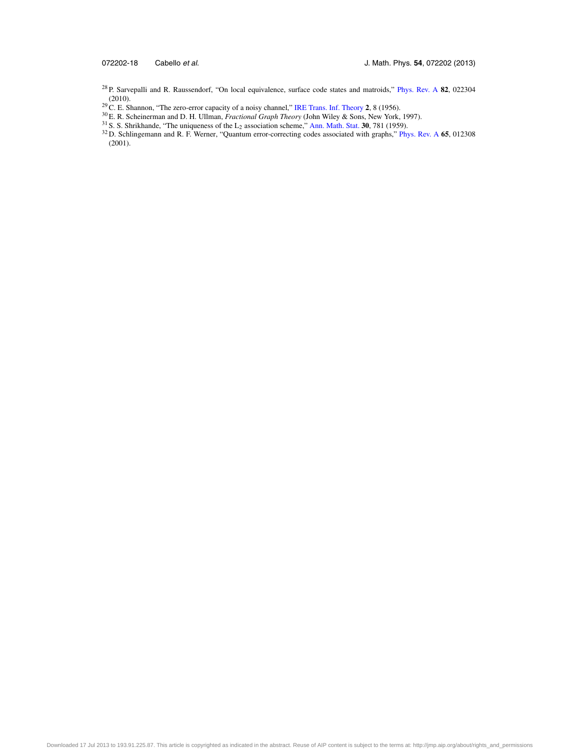[28] P. Sarvepalli and R. Raussendorf, "On local equivalence, surface code states and matroids," Phys. Rev. A **82**, 022304 (2010).

[29] C. E. Shannon, "The zero-error capacity of a noisy channel," IRE Trans. Inf. Theory **2**, 8 (1956).

[30] E. R. Scheinerman and D. H. Ullman, *Fractional Graph Theory* (John Wiley & Sons, New York, 1997).

[31] S. S. Shrikhande, "The uniqueness of the $L_2$ association scheme," Ann. Math. Stat. **30**, 781 (1959).

[32] D. Schlingemann and R. F. Werner, "Quantum error-correcting codes associated with graphs," Phys. Rev. A **65**, 012308 (2001).